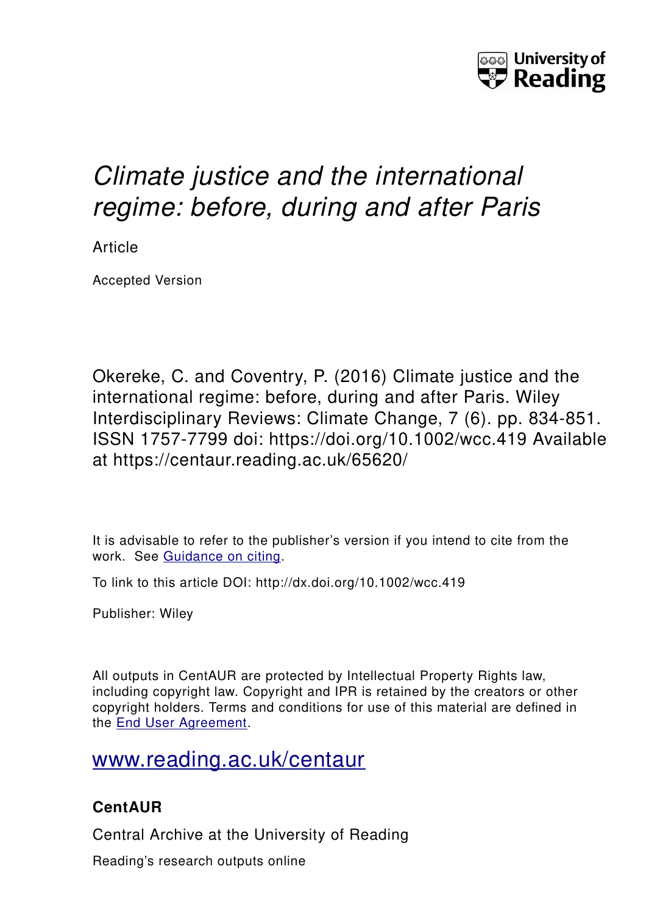# *Climate justice and the international regime: before, during and after Paris*

Article

Accepted Version

Okereke, C. and Coventry, P. (2016) Climate justice and the international regime: before, during and after Paris. Wiley Interdisciplinary Reviews: Climate Change, 7 (6). pp. 834-851. ISSN 1757-7799 doi: https://doi.org/10.1002/wcc.419 Available at https://centaur.reading.ac.uk/65620/

It is advisable to refer to the publisher's version if you intend to cite from the work. See Guidance on citing.

To link to this article DOI: http://dx.doi.org/10.1002/wcc.419

Publisher: Wiley

All outputs in CentAUR are protected by Intellectual Property Rights law, including copyright law. Copyright and IPR is retained by the creators or other copyright holders. Terms and conditions for use of this material are defined in the End User Agreement.

www.reading.ac.uk/centaur

**CentAUR**

Central Archive at the University of Reading

Reading's research outputs online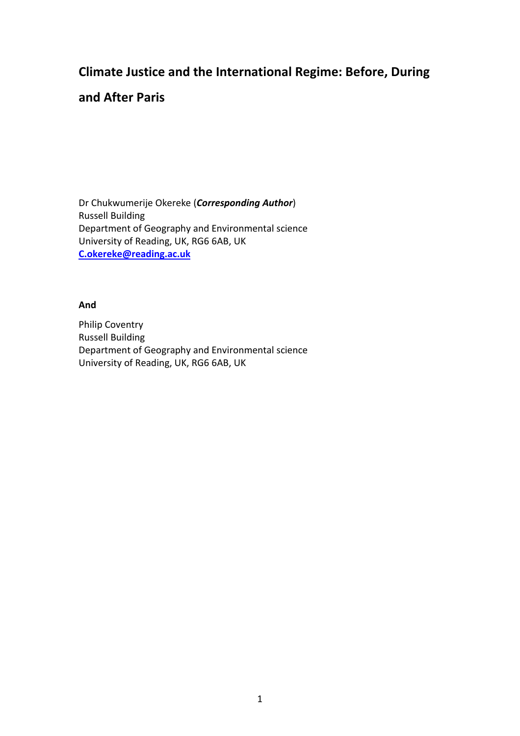# Climate Justice and the International Regime: Before, During and After Paris

Dr Chukwumerije Okereke (***Corresponding Author***)
Russell Building
Department of Geography and Environmental science
University of Reading, UK, RG6 6AB, UK
**C.okereke@reading.ac.uk**

**And**

Philip Coventry
Russell Building
Department of Geography and Environmental science
University of Reading, UK, RG6 6AB, UK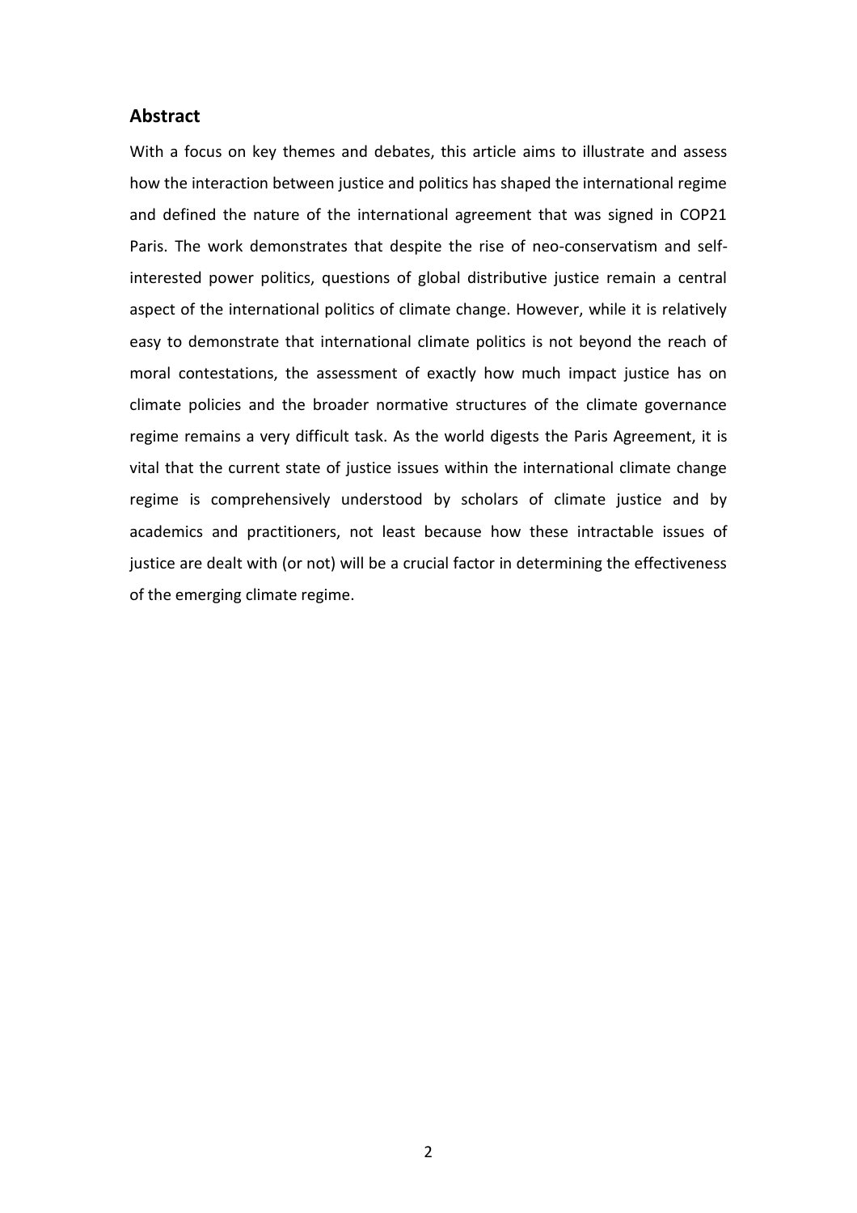## Abstract

With a focus on key themes and debates, this article aims to illustrate and assess how the interaction between justice and politics has shaped the international regime and defined the nature of the international agreement that was signed in COP21 Paris. The work demonstrates that despite the rise of neo-conservatism and self-interested power politics, questions of global distributive justice remain a central aspect of the international politics of climate change. However, while it is relatively easy to demonstrate that international climate politics is not beyond the reach of moral contestations, the assessment of exactly how much impact justice has on climate policies and the broader normative structures of the climate governance regime remains a very difficult task. As the world digests the Paris Agreement, it is vital that the current state of justice issues within the international climate change regime is comprehensively understood by scholars of climate justice and by academics and practitioners, not least because how these intractable issues of justice are dealt with (or not) will be a crucial factor in determining the effectiveness of the emerging climate regime.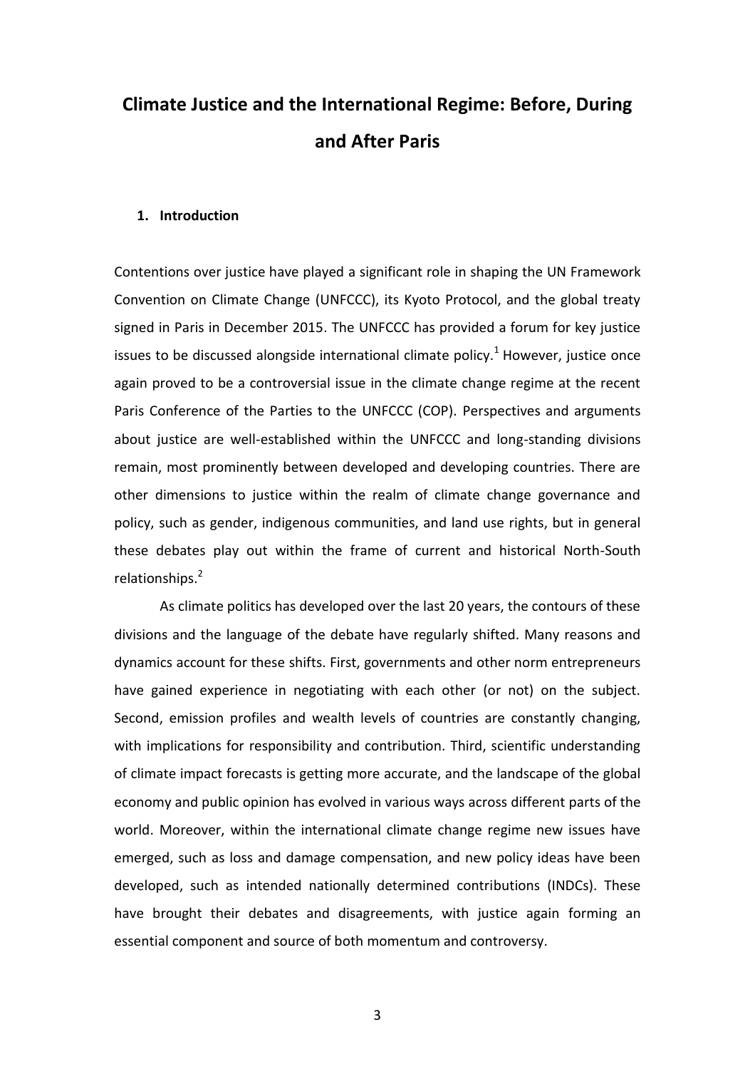# Climate Justice and the International Regime: Before, During and After Paris

## 1. Introduction

Contentions over justice have played a significant role in shaping the UN Framework Convention on Climate Change (UNFCCC), its Kyoto Protocol, and the global treaty signed in Paris in December 2015. The UNFCCC has provided a forum for key justice issues to be discussed alongside international climate policy.[1] However, justice once again proved to be a controversial issue in the climate change regime at the recent Paris Conference of the Parties to the UNFCCC (COP). Perspectives and arguments about justice are well-established within the UNFCCC and long-standing divisions remain, most prominently between developed and developing countries. There are other dimensions to justice within the realm of climate change governance and policy, such as gender, indigenous communities, and land use rights, but in general these debates play out within the frame of current and historical North-South relationships.[2]

As climate politics has developed over the last 20 years, the contours of these divisions and the language of the debate have regularly shifted. Many reasons and dynamics account for these shifts. First, governments and other norm entrepreneurs have gained experience in negotiating with each other (or not) on the subject. Second, emission profiles and wealth levels of countries are constantly changing, with implications for responsibility and contribution. Third, scientific understanding of climate impact forecasts is getting more accurate, and the landscape of the global economy and public opinion has evolved in various ways across different parts of the world. Moreover, within the international climate change regime new issues have emerged, such as loss and damage compensation, and new policy ideas have been developed, such as intended nationally determined contributions (INDCs). These have brought their debates and disagreements, with justice again forming an essential component and source of both momentum and controversy.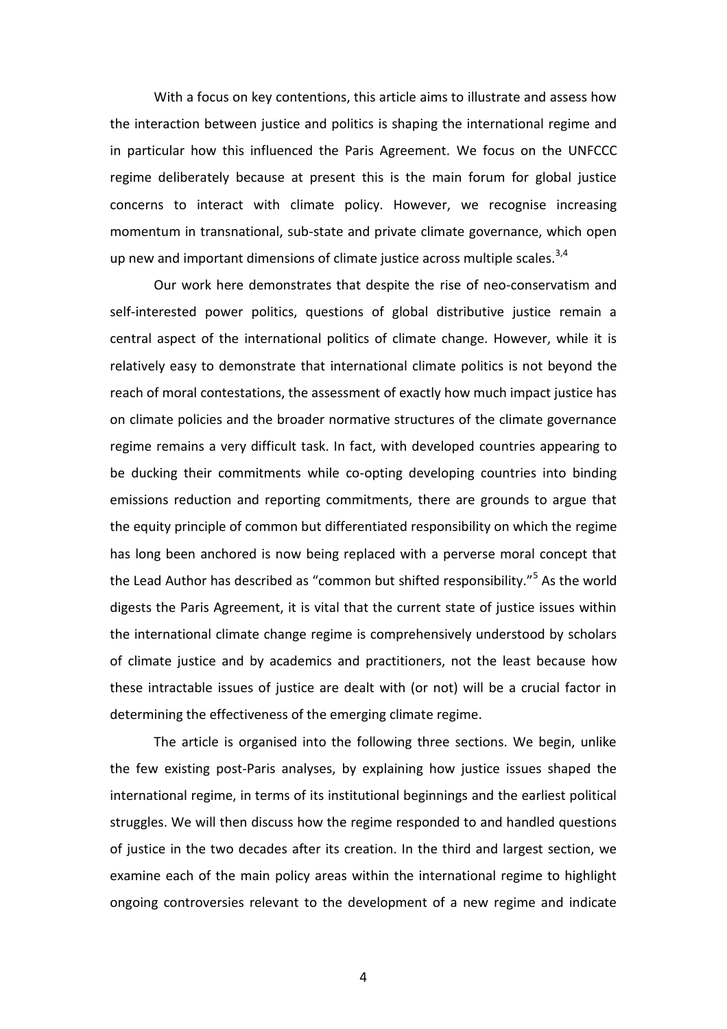With a focus on key contentions, this article aims to illustrate and assess how the interaction between justice and politics is shaping the international regime and in particular how this influenced the Paris Agreement. We focus on the UNFCCC regime deliberately because at present this is the main forum for global justice concerns to interact with climate policy. However, we recognise increasing momentum in transnational, sub-state and private climate governance, which open up new and important dimensions of climate justice across multiple scales.[3,4]

Our work here demonstrates that despite the rise of neo-conservatism and self-interested power politics, questions of global distributive justice remain a central aspect of the international politics of climate change. However, while it is relatively easy to demonstrate that international climate politics is not beyond the reach of moral contestations, the assessment of exactly how much impact justice has on climate policies and the broader normative structures of the climate governance regime remains a very difficult task. In fact, with developed countries appearing to be ducking their commitments while co-opting developing countries into binding emissions reduction and reporting commitments, there are grounds to argue that the equity principle of common but differentiated responsibility on which the regime has long been anchored is now being replaced with a perverse moral concept that the Lead Author has described as "common but shifted responsibility."[5] As the world digests the Paris Agreement, it is vital that the current state of justice issues within the international climate change regime is comprehensively understood by scholars of climate justice and by academics and practitioners, not the least because how these intractable issues of justice are dealt with (or not) will be a crucial factor in determining the effectiveness of the emerging climate regime.

The article is organised into the following three sections. We begin, unlike the few existing post-Paris analyses, by explaining how justice issues shaped the international regime, in terms of its institutional beginnings and the earliest political struggles. We will then discuss how the regime responded to and handled questions of justice in the two decades after its creation. In the third and largest section, we examine each of the main policy areas within the international regime to highlight ongoing controversies relevant to the development of a new regime and indicate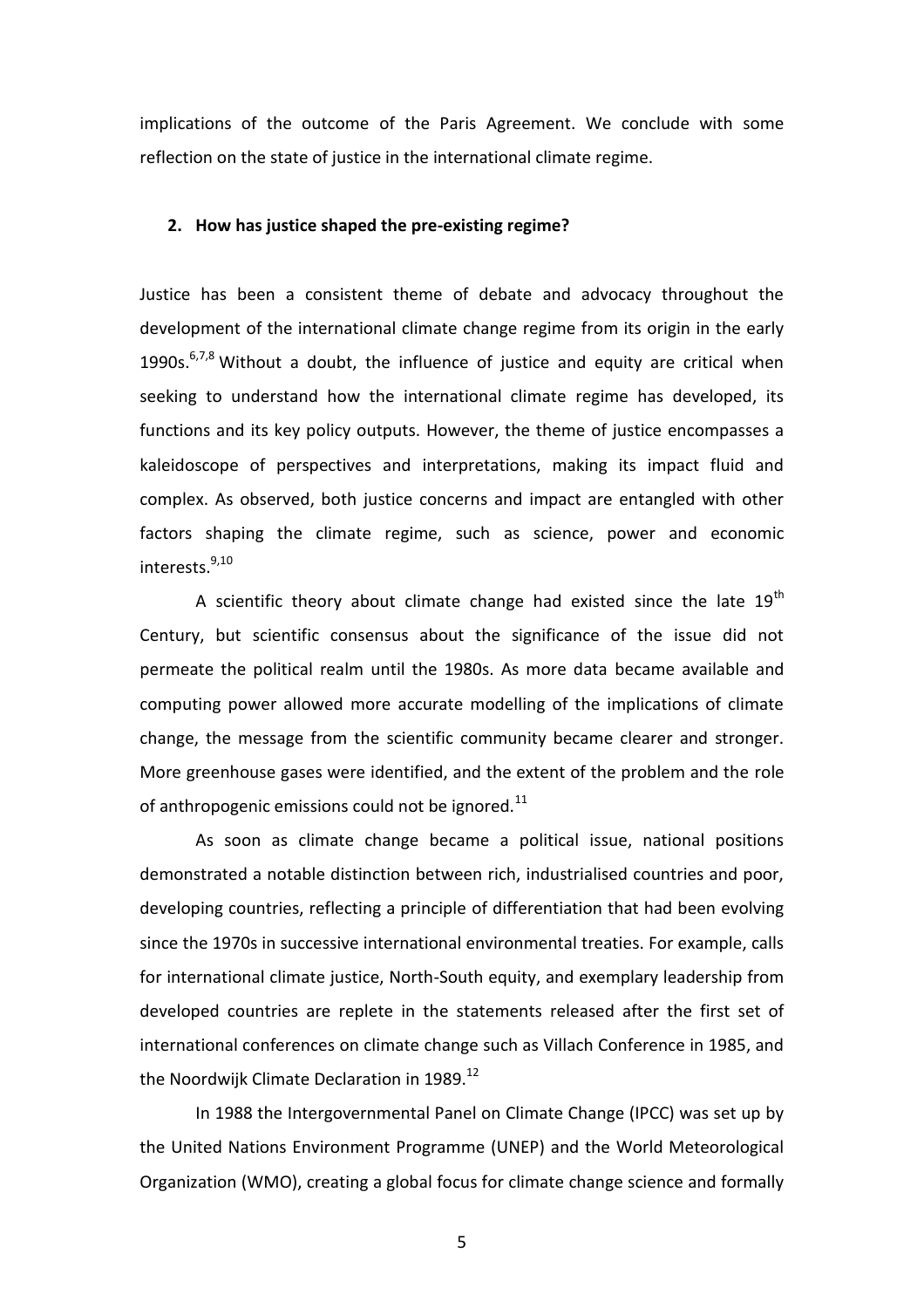implications of the outcome of the Paris Agreement. We conclude with some reflection on the state of justice in the international climate regime.

## 2. How has justice shaped the pre-existing regime?

Justice has been a consistent theme of debate and advocacy throughout the development of the international climate change regime from its origin in the early 1990s.[6,7,8] Without a doubt, the influence of justice and equity are critical when seeking to understand how the international climate regime has developed, its functions and its key policy outputs. However, the theme of justice encompasses a kaleidoscope of perspectives and interpretations, making its impact fluid and complex. As observed, both justice concerns and impact are entangled with other factors shaping the climate regime, such as science, power and economic interests.[9,10]

A scientific theory about climate change had existed since the late 19th Century, but scientific consensus about the significance of the issue did not permeate the political realm until the 1980s. As more data became available and computing power allowed more accurate modelling of the implications of climate change, the message from the scientific community became clearer and stronger. More greenhouse gases were identified, and the extent of the problem and the role of anthropogenic emissions could not be ignored.[11]

As soon as climate change became a political issue, national positions demonstrated a notable distinction between rich, industrialised countries and poor, developing countries, reflecting a principle of differentiation that had been evolving since the 1970s in successive international environmental treaties. For example, calls for international climate justice, North-South equity, and exemplary leadership from developed countries are replete in the statements released after the first set of international conferences on climate change such as Villach Conference in 1985, and the Noordwijk Climate Declaration in 1989.[12]

In 1988 the Intergovernmental Panel on Climate Change (IPCC) was set up by the United Nations Environment Programme (UNEP) and the World Meteorological Organization (WMO), creating a global focus for climate change science and formally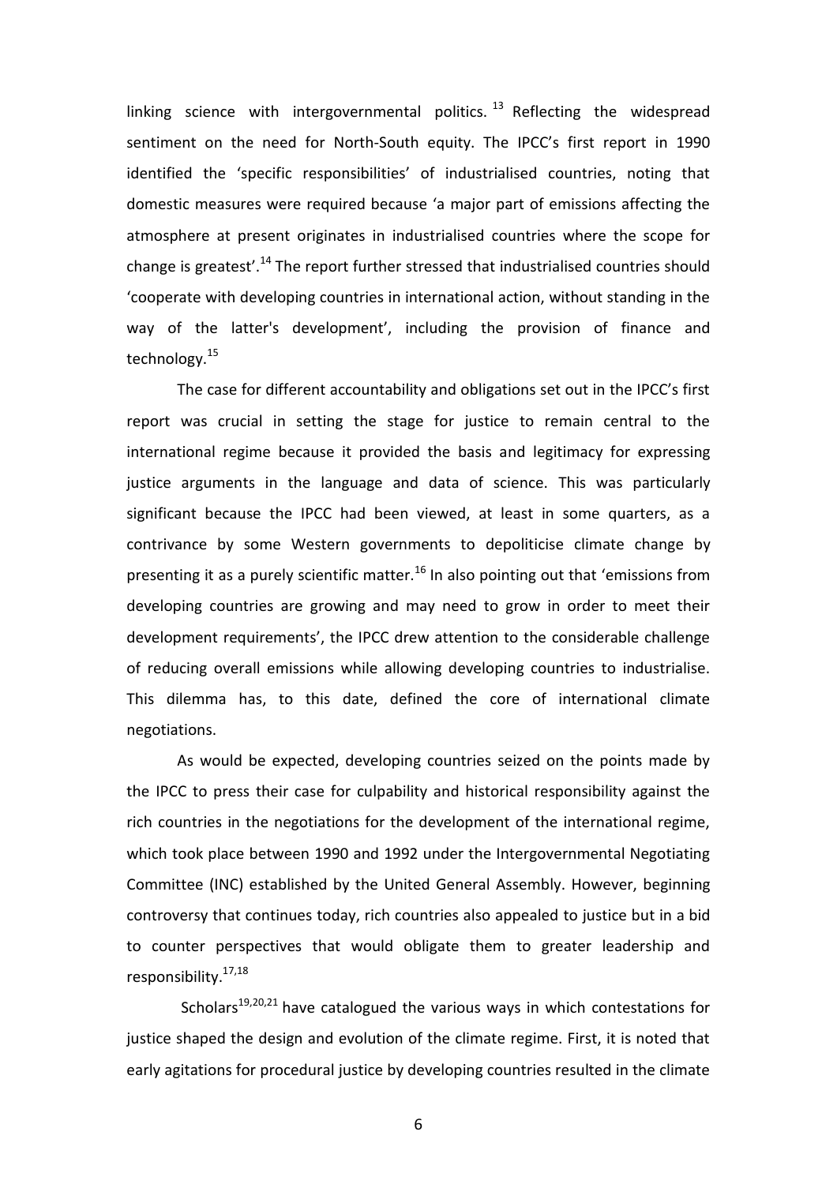linking science with intergovernmental politics. [13] Reflecting the widespread sentiment on the need for North-South equity. The IPCC's first report in 1990 identified the 'specific responsibilities' of industrialised countries, noting that domestic measures were required because 'a major part of emissions affecting the atmosphere at present originates in industrialised countries where the scope for change is greatest'.[14] The report further stressed that industrialised countries should 'cooperate with developing countries in international action, without standing in the way of the latter's development', including the provision of finance and technology.[15]

The case for different accountability and obligations set out in the IPCC's first report was crucial in setting the stage for justice to remain central to the international regime because it provided the basis and legitimacy for expressing justice arguments in the language and data of science. This was particularly significant because the IPCC had been viewed, at least in some quarters, as a contrivance by some Western governments to depoliticise climate change by presenting it as a purely scientific matter.[16] In also pointing out that 'emissions from developing countries are growing and may need to grow in order to meet their development requirements', the IPCC drew attention to the considerable challenge of reducing overall emissions while allowing developing countries to industrialise. This dilemma has, to this date, defined the core of international climate negotiations.

As would be expected, developing countries seized on the points made by the IPCC to press their case for culpability and historical responsibility against the rich countries in the negotiations for the development of the international regime, which took place between 1990 and 1992 under the Intergovernmental Negotiating Committee (INC) established by the United General Assembly. However, beginning controversy that continues today, rich countries also appealed to justice but in a bid to counter perspectives that would obligate them to greater leadership and responsibility.[17,18]

Scholars[19,20,21] have catalogued the various ways in which contestations for justice shaped the design and evolution of the climate regime. First, it is noted that early agitations for procedural justice by developing countries resulted in the climate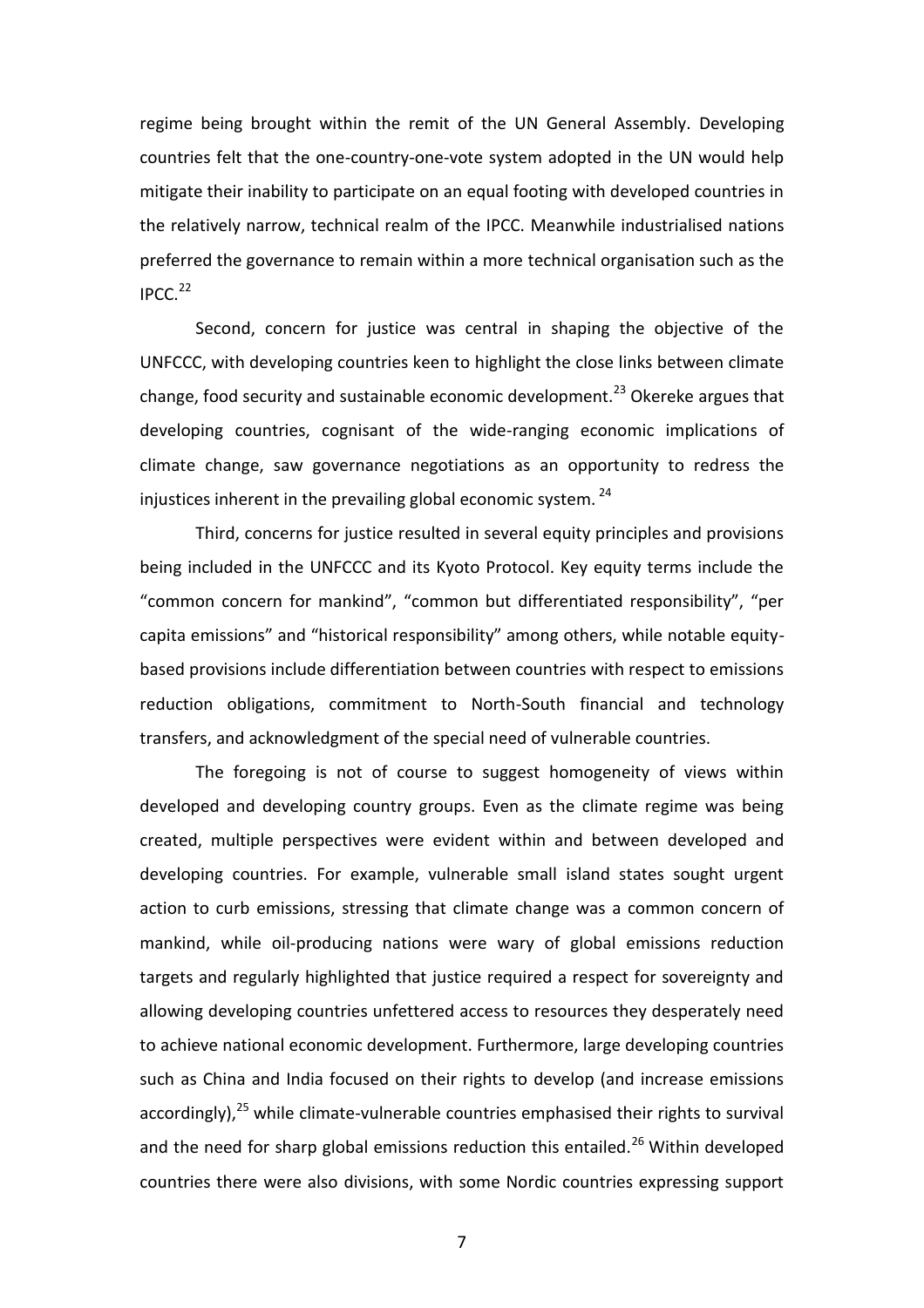regime being brought within the remit of the UN General Assembly. Developing countries felt that the one-country-one-vote system adopted in the UN would help mitigate their inability to participate on an equal footing with developed countries in the relatively narrow, technical realm of the IPCC. Meanwhile industrialised nations preferred the governance to remain within a more technical organisation such as the IPCC.[22]

Second, concern for justice was central in shaping the objective of the UNFCCC, with developing countries keen to highlight the close links between climate change, food security and sustainable economic development.[23] Okereke argues that developing countries, cognisant of the wide-ranging economic implications of climate change, saw governance negotiations as an opportunity to redress the injustices inherent in the prevailing global economic system.[24]

Third, concerns for justice resulted in several equity principles and provisions being included in the UNFCCC and its Kyoto Protocol. Key equity terms include the "common concern for mankind", "common but differentiated responsibility", "per capita emissions" and "historical responsibility" among others, while notable equity-based provisions include differentiation between countries with respect to emissions reduction obligations, commitment to North-South financial and technology transfers, and acknowledgment of the special need of vulnerable countries.

The foregoing is not of course to suggest homogeneity of views within developed and developing country groups. Even as the climate regime was being created, multiple perspectives were evident within and between developed and developing countries. For example, vulnerable small island states sought urgent action to curb emissions, stressing that climate change was a common concern of mankind, while oil-producing nations were wary of global emissions reduction targets and regularly highlighted that justice required a respect for sovereignty and allowing developing countries unfettered access to resources they desperately need to achieve national economic development. Furthermore, large developing countries such as China and India focused on their rights to develop (and increase emissions accordingly),[25] while climate-vulnerable countries emphasised their rights to survival and the need for sharp global emissions reduction this entailed.[26] Within developed countries there were also divisions, with some Nordic countries expressing support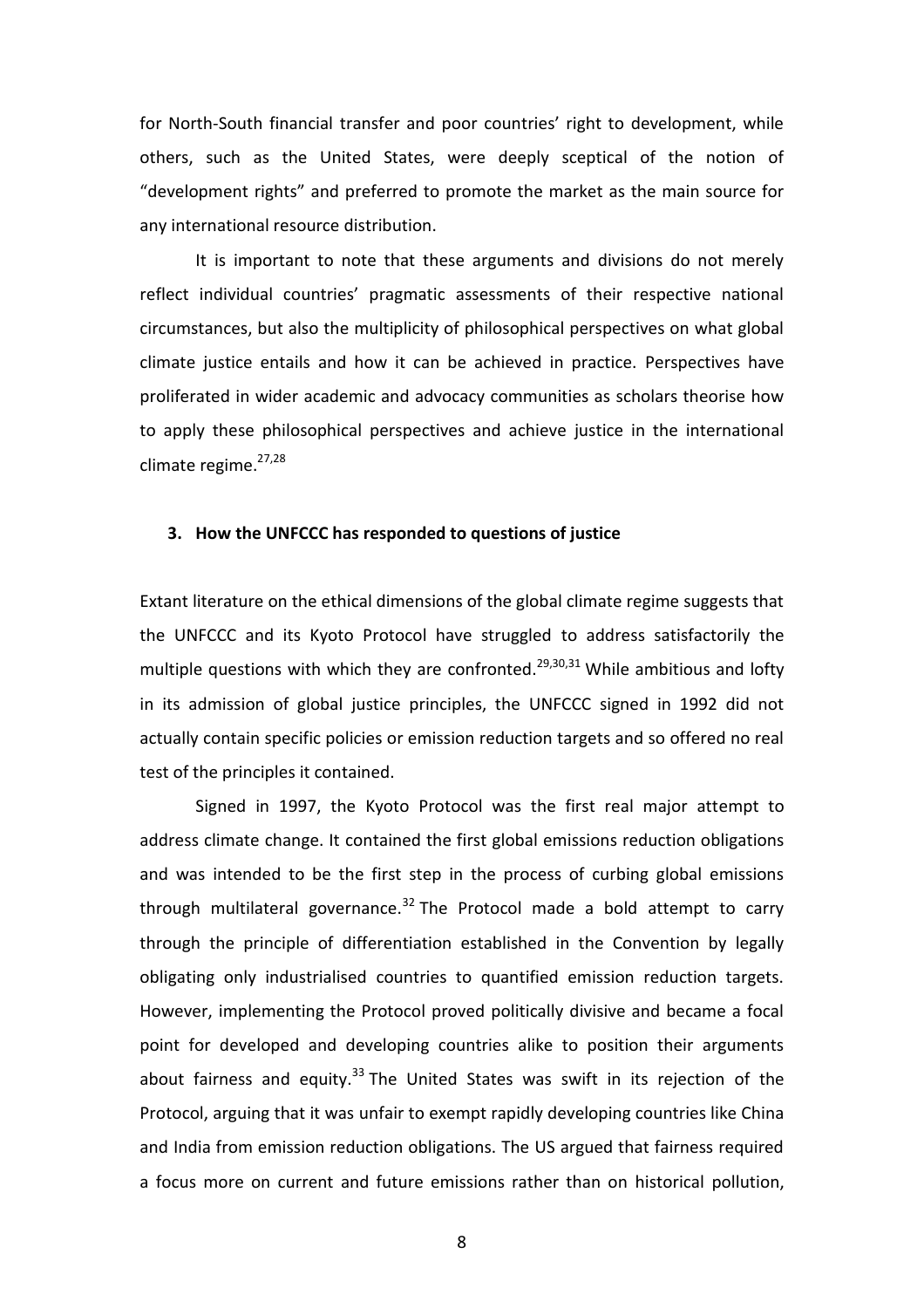for North-South financial transfer and poor countries' right to development, while others, such as the United States, were deeply sceptical of the notion of "development rights" and preferred to promote the market as the main source for any international resource distribution.

It is important to note that these arguments and divisions do not merely reflect individual countries' pragmatic assessments of their respective national circumstances, but also the multiplicity of philosophical perspectives on what global climate justice entails and how it can be achieved in practice. Perspectives have proliferated in wider academic and advocacy communities as scholars theorise how to apply these philosophical perspectives and achieve justice in the international climate regime.[27,28]

## 3. How the UNFCCC has responded to questions of justice

Extant literature on the ethical dimensions of the global climate regime suggests that the UNFCCC and its Kyoto Protocol have struggled to address satisfactorily the multiple questions with which they are confronted.[29,30,31] While ambitious and lofty in its admission of global justice principles, the UNFCCC signed in 1992 did not actually contain specific policies or emission reduction targets and so offered no real test of the principles it contained.

Signed in 1997, the Kyoto Protocol was the first real major attempt to address climate change. It contained the first global emissions reduction obligations and was intended to be the first step in the process of curbing global emissions through multilateral governance.[32] The Protocol made a bold attempt to carry through the principle of differentiation established in the Convention by legally obligating only industrialised countries to quantified emission reduction targets. However, implementing the Protocol proved politically divisive and became a focal point for developed and developing countries alike to position their arguments about fairness and equity.[33] The United States was swift in its rejection of the Protocol, arguing that it was unfair to exempt rapidly developing countries like China and India from emission reduction obligations. The US argued that fairness required a focus more on current and future emissions rather than on historical pollution,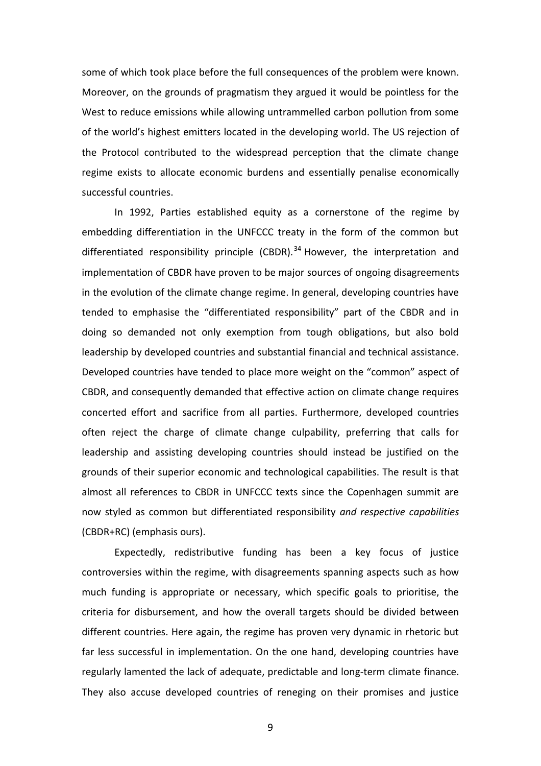some of which took place before the full consequences of the problem were known. Moreover, on the grounds of pragmatism they argued it would be pointless for the West to reduce emissions while allowing untrammelled carbon pollution from some of the world's highest emitters located in the developing world. The US rejection of the Protocol contributed to the widespread perception that the climate change regime exists to allocate economic burdens and essentially penalise economically successful countries.

In 1992, Parties established equity as a cornerstone of the regime by embedding differentiation in the UNFCCC treaty in the form of the common but differentiated responsibility principle (CBDR).[34] However, the interpretation and implementation of CBDR have proven to be major sources of ongoing disagreements in the evolution of the climate change regime. In general, developing countries have tended to emphasise the "differentiated responsibility" part of the CBDR and in doing so demanded not only exemption from tough obligations, but also bold leadership by developed countries and substantial financial and technical assistance. Developed countries have tended to place more weight on the "common" aspect of CBDR, and consequently demanded that effective action on climate change requires concerted effort and sacrifice from all parties. Furthermore, developed countries often reject the charge of climate change culpability, preferring that calls for leadership and assisting developing countries should instead be justified on the grounds of their superior economic and technological capabilities. The result is that almost all references to CBDR in UNFCCC texts since the Copenhagen summit are now styled as common but differentiated responsibility *and respective capabilities* (CBDR+RC) (emphasis ours).

Expectedly, redistributive funding has been a key focus of justice controversies within the regime, with disagreements spanning aspects such as how much funding is appropriate or necessary, which specific goals to prioritise, the criteria for disbursement, and how the overall targets should be divided between different countries. Here again, the regime has proven very dynamic in rhetoric but far less successful in implementation. On the one hand, developing countries have regularly lamented the lack of adequate, predictable and long-term climate finance. They also accuse developed countries of reneging on their promises and justice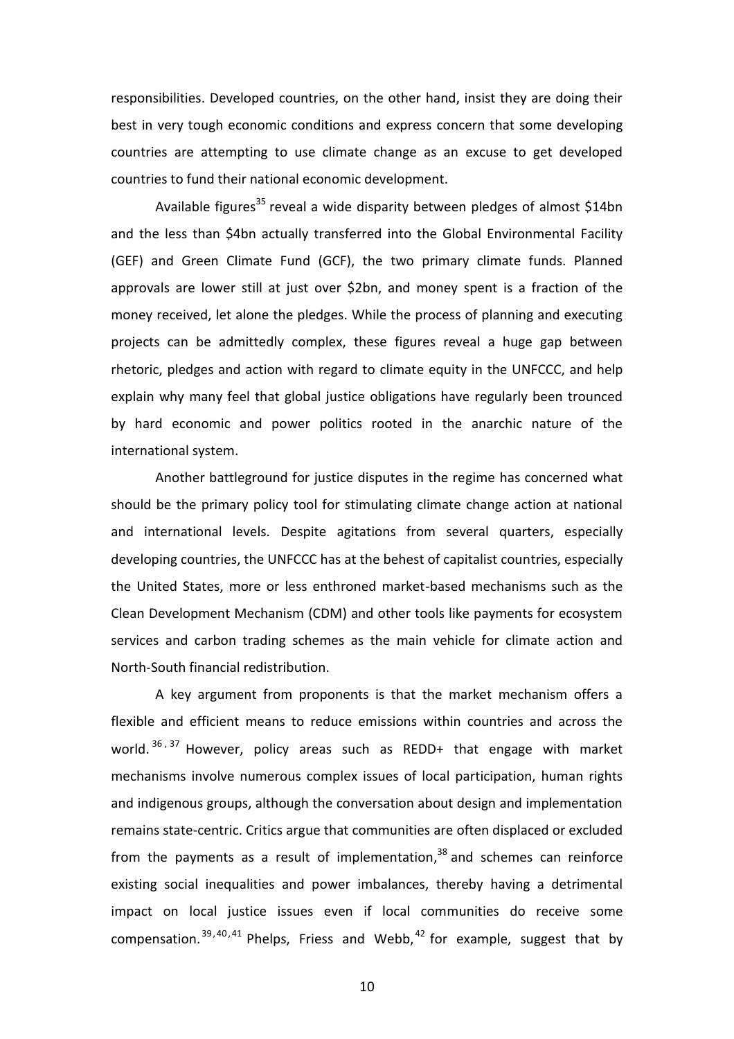responsibilities. Developed countries, on the other hand, insist they are doing their best in very tough economic conditions and express concern that some developing countries are attempting to use climate change as an excuse to get developed countries to fund their national economic development.

Available figures[35] reveal a wide disparity between pledges of almost $14bn and the less than $4bn actually transferred into the Global Environmental Facility (GEF) and Green Climate Fund (GCF), the two primary climate funds. Planned approvals are lower still at just over $2bn, and money spent is a fraction of the money received, let alone the pledges. While the process of planning and executing projects can be admittedly complex, these figures reveal a huge gap between rhetoric, pledges and action with regard to climate equity in the UNFCCC, and help explain why many feel that global justice obligations have regularly been trounced by hard economic and power politics rooted in the anarchic nature of the international system.

Another battleground for justice disputes in the regime has concerned what should be the primary policy tool for stimulating climate change action at national and international levels. Despite agitations from several quarters, especially developing countries, the UNFCCC has at the behest of capitalist countries, especially the United States, more or less enthroned market-based mechanisms such as the Clean Development Mechanism (CDM) and other tools like payments for ecosystem services and carbon trading schemes as the main vehicle for climate action and North-South financial redistribution.

A key argument from proponents is that the market mechanism offers a flexible and efficient means to reduce emissions within countries and across the world.[36,37] However, policy areas such as REDD+ that engage with market mechanisms involve numerous complex issues of local participation, human rights and indigenous groups, although the conversation about design and implementation remains state-centric. Critics argue that communities are often displaced or excluded from the payments as a result of implementation,[38] and schemes can reinforce existing social inequalities and power imbalances, thereby having a detrimental impact on local justice issues even if local communities do receive some compensation.[39,40,41] Phelps, Friess and Webb,[42] for example, suggest that by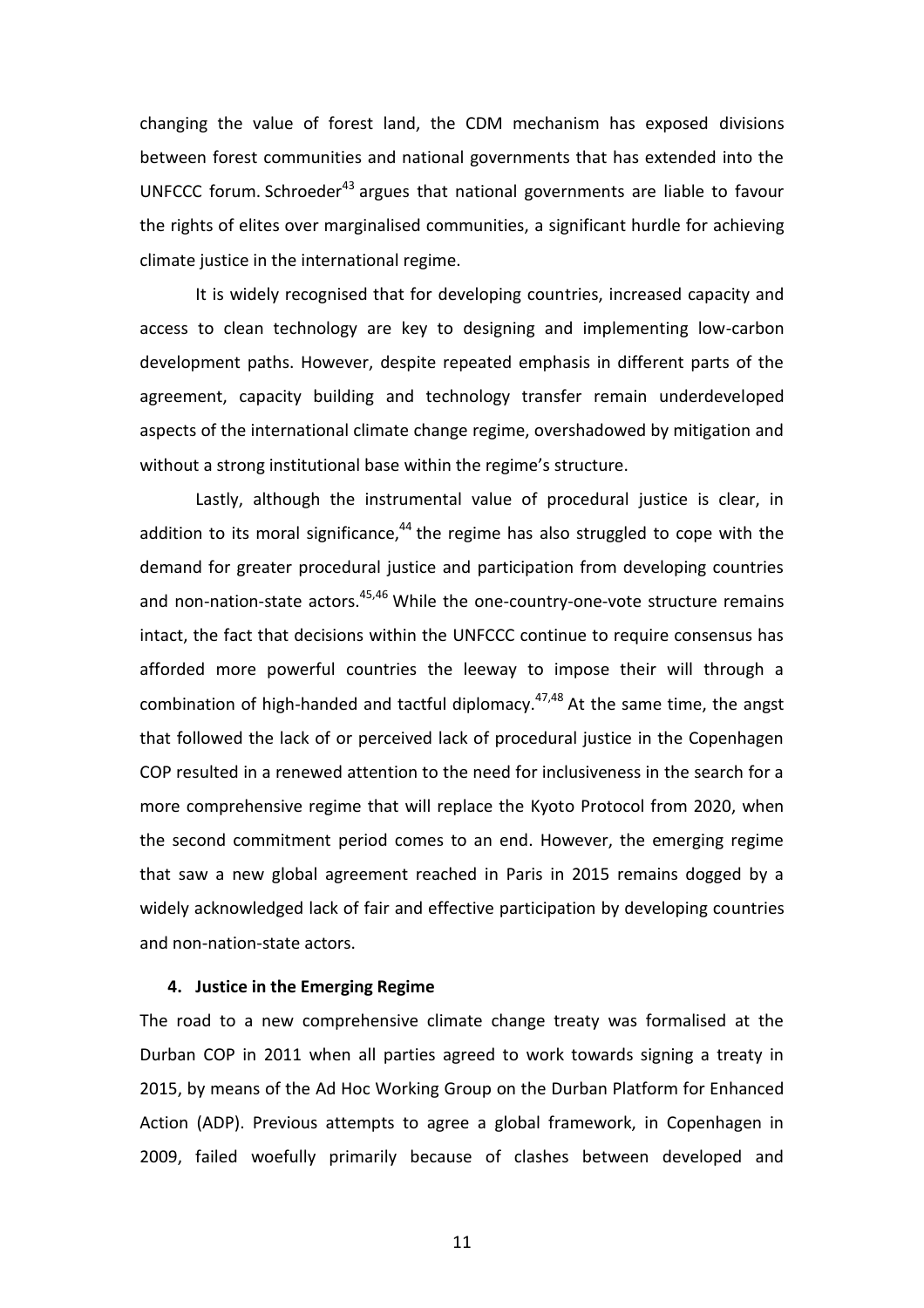changing the value of forest land, the CDM mechanism has exposed divisions between forest communities and national governments that has extended into the UNFCCC forum. Schroeder[43] argues that national governments are liable to favour the rights of elites over marginalised communities, a significant hurdle for achieving climate justice in the international regime.

It is widely recognised that for developing countries, increased capacity and access to clean technology are key to designing and implementing low-carbon development paths. However, despite repeated emphasis in different parts of the agreement, capacity building and technology transfer remain underdeveloped aspects of the international climate change regime, overshadowed by mitigation and without a strong institutional base within the regime's structure.

Lastly, although the instrumental value of procedural justice is clear, in addition to its moral significance,[44] the regime has also struggled to cope with the demand for greater procedural justice and participation from developing countries and non-nation-state actors.[45,46] While the one-country-one-vote structure remains intact, the fact that decisions within the UNFCCC continue to require consensus has afforded more powerful countries the leeway to impose their will through a combination of high-handed and tactful diplomacy.[47,48] At the same time, the angst that followed the lack of or perceived lack of procedural justice in the Copenhagen COP resulted in a renewed attention to the need for inclusiveness in the search for a more comprehensive regime that will replace the Kyoto Protocol from 2020, when the second commitment period comes to an end. However, the emerging regime that saw a new global agreement reached in Paris in 2015 remains dogged by a widely acknowledged lack of fair and effective participation by developing countries and non-nation-state actors.

## 4. Justice in the Emerging Regime

The road to a new comprehensive climate change treaty was formalised at the Durban COP in 2011 when all parties agreed to work towards signing a treaty in 2015, by means of the Ad Hoc Working Group on the Durban Platform for Enhanced Action (ADP). Previous attempts to agree a global framework, in Copenhagen in 2009, failed woefully primarily because of clashes between developed and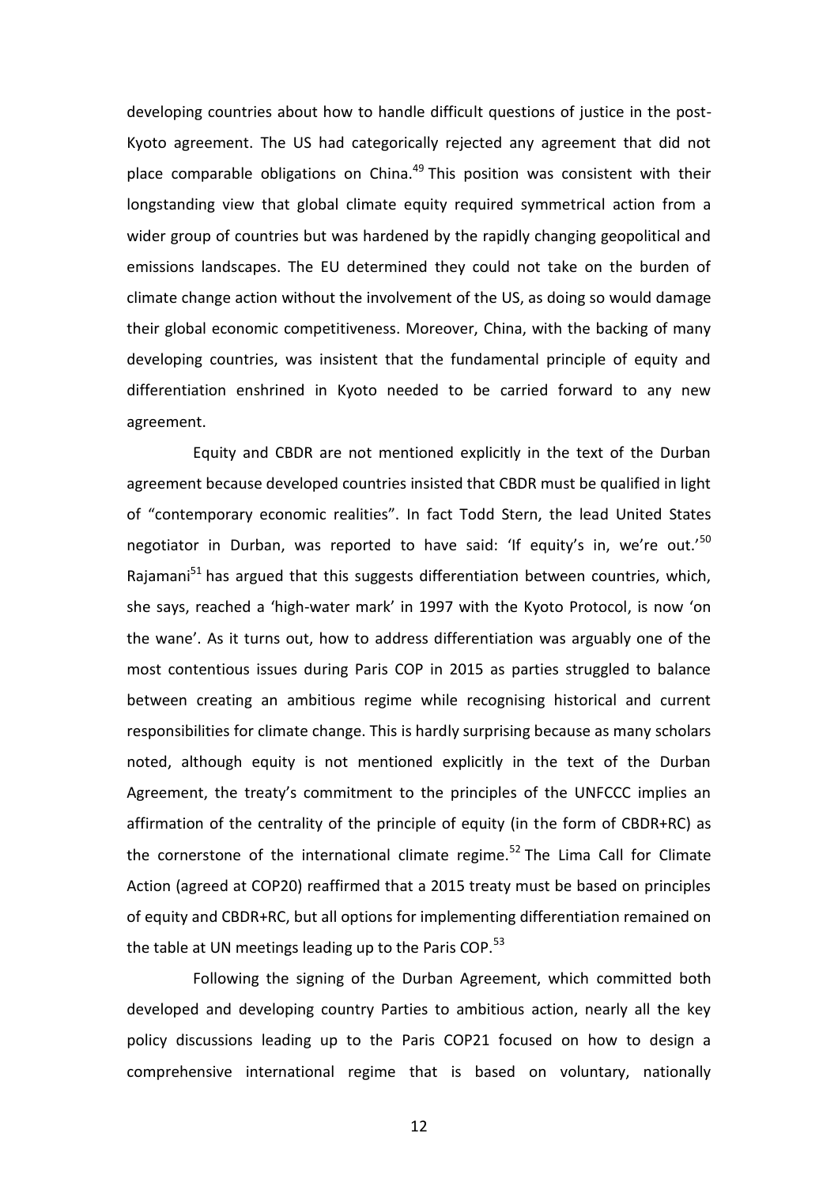developing countries about how to handle difficult questions of justice in the post-Kyoto agreement. The US had categorically rejected any agreement that did not place comparable obligations on China.[49] This position was consistent with their longstanding view that global climate equity required symmetrical action from a wider group of countries but was hardened by the rapidly changing geopolitical and emissions landscapes. The EU determined they could not take on the burden of climate change action without the involvement of the US, as doing so would damage their global economic competitiveness. Moreover, China, with the backing of many developing countries, was insistent that the fundamental principle of equity and differentiation enshrined in Kyoto needed to be carried forward to any new agreement.

Equity and CBDR are not mentioned explicitly in the text of the Durban agreement because developed countries insisted that CBDR must be qualified in light of "contemporary economic realities". In fact Todd Stern, the lead United States negotiator in Durban, was reported to have said: 'If equity's in, we're out.'[50] Rajamani[51] has argued that this suggests differentiation between countries, which, she says, reached a 'high-water mark' in 1997 with the Kyoto Protocol, is now 'on the wane'. As it turns out, how to address differentiation was arguably one of the most contentious issues during Paris COP in 2015 as parties struggled to balance between creating an ambitious regime while recognising historical and current responsibilities for climate change. This is hardly surprising because as many scholars noted, although equity is not mentioned explicitly in the text of the Durban Agreement, the treaty's commitment to the principles of the UNFCCC implies an affirmation of the centrality of the principle of equity (in the form of CBDR+RC) as the cornerstone of the international climate regime.[52] The Lima Call for Climate Action (agreed at COP20) reaffirmed that a 2015 treaty must be based on principles of equity and CBDR+RC, but all options for implementing differentiation remained on the table at UN meetings leading up to the Paris COP.[53]

Following the signing of the Durban Agreement, which committed both developed and developing country Parties to ambitious action, nearly all the key policy discussions leading up to the Paris COP21 focused on how to design a comprehensive international regime that is based on voluntary, nationally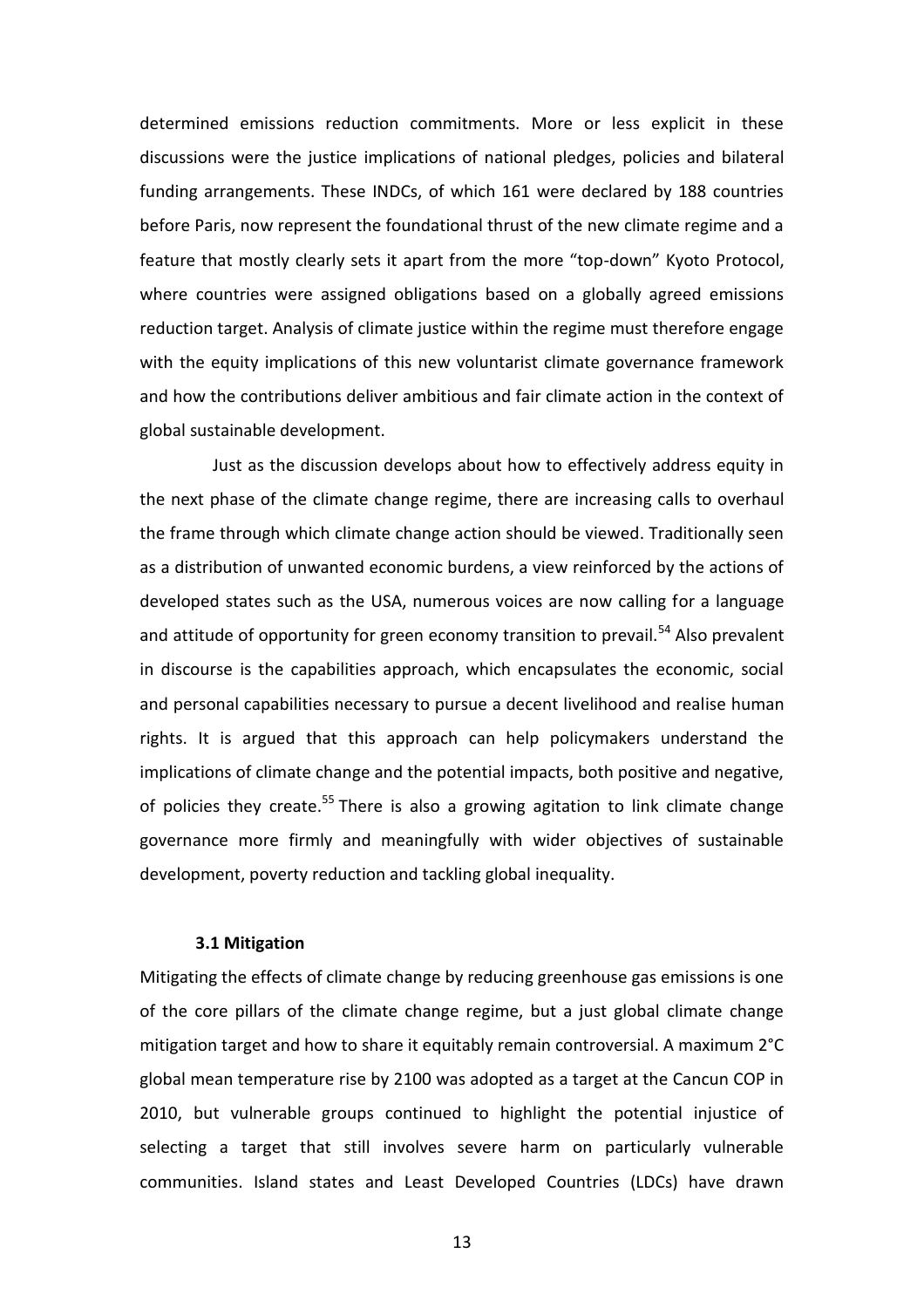determined emissions reduction commitments. More or less explicit in these discussions were the justice implications of national pledges, policies and bilateral funding arrangements. These INDCs, of which 161 were declared by 188 countries before Paris, now represent the foundational thrust of the new climate regime and a feature that mostly clearly sets it apart from the more "top-down" Kyoto Protocol, where countries were assigned obligations based on a globally agreed emissions reduction target. Analysis of climate justice within the regime must therefore engage with the equity implications of this new voluntarist climate governance framework and how the contributions deliver ambitious and fair climate action in the context of global sustainable development.

Just as the discussion develops about how to effectively address equity in the next phase of the climate change regime, there are increasing calls to overhaul the frame through which climate change action should be viewed. Traditionally seen as a distribution of unwanted economic burdens, a view reinforced by the actions of developed states such as the USA, numerous voices are now calling for a language and attitude of opportunity for green economy transition to prevail.[54] Also prevalent in discourse is the capabilities approach, which encapsulates the economic, social and personal capabilities necessary to pursue a decent livelihood and realise human rights. It is argued that this approach can help policymakers understand the implications of climate change and the potential impacts, both positive and negative, of policies they create.[55] There is also a growing agitation to link climate change governance more firmly and meaningfully with wider objectives of sustainable development, poverty reduction and tackling global inequality.

### 3.1 Mitigation

Mitigating the effects of climate change by reducing greenhouse gas emissions is one of the core pillars of the climate change regime, but a just global climate change mitigation target and how to share it equitably remain controversial. A maximum 2°C global mean temperature rise by 2100 was adopted as a target at the Cancun COP in 2010, but vulnerable groups continued to highlight the potential injustice of selecting a target that still involves severe harm on particularly vulnerable communities. Island states and Least Developed Countries (LDCs) have drawn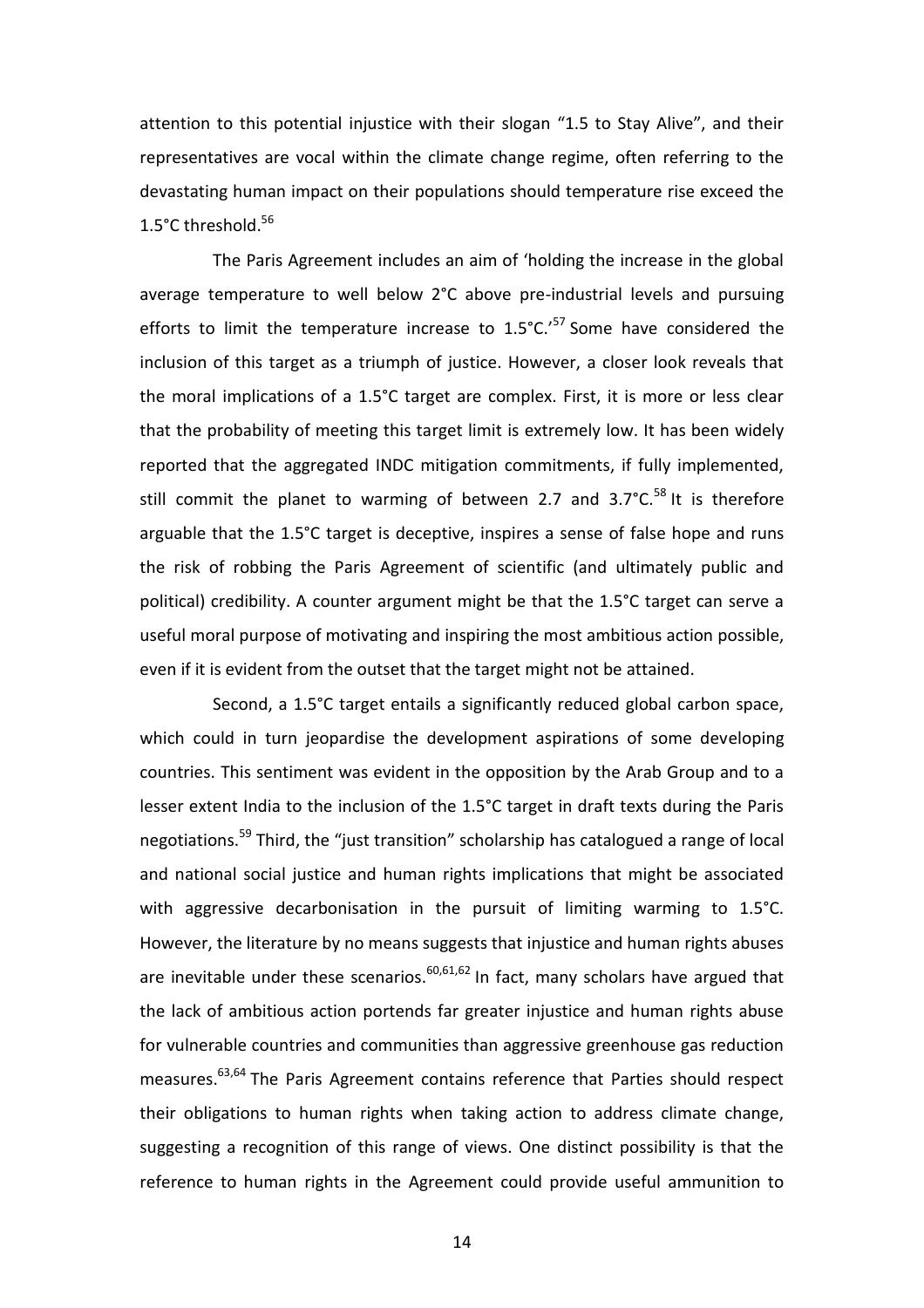attention to this potential injustice with their slogan "1.5 to Stay Alive", and their representatives are vocal within the climate change regime, often referring to the devastating human impact on their populations should temperature rise exceed the 1.5°C threshold.[56]

The Paris Agreement includes an aim of 'holding the increase in the global average temperature to well below 2°C above pre-industrial levels and pursuing efforts to limit the temperature increase to 1.5°C.'[57] Some have considered the inclusion of this target as a triumph of justice. However, a closer look reveals that the moral implications of a 1.5°C target are complex. First, it is more or less clear that the probability of meeting this target limit is extremely low. It has been widely reported that the aggregated INDC mitigation commitments, if fully implemented, still commit the planet to warming of between 2.7 and 3.7°C.[58] It is therefore arguable that the 1.5°C target is deceptive, inspires a sense of false hope and runs the risk of robbing the Paris Agreement of scientific (and ultimately public and political) credibility. A counter argument might be that the 1.5°C target can serve a useful moral purpose of motivating and inspiring the most ambitious action possible, even if it is evident from the outset that the target might not be attained.

Second, a 1.5°C target entails a significantly reduced global carbon space, which could in turn jeopardise the development aspirations of some developing countries. This sentiment was evident in the opposition by the Arab Group and to a lesser extent India to the inclusion of the 1.5°C target in draft texts during the Paris negotiations.[59] Third, the "just transition" scholarship has catalogued a range of local and national social justice and human rights implications that might be associated with aggressive decarbonisation in the pursuit of limiting warming to 1.5°C. However, the literature by no means suggests that injustice and human rights abuses are inevitable under these scenarios.[60,61,62] In fact, many scholars have argued that the lack of ambitious action portends far greater injustice and human rights abuse for vulnerable countries and communities than aggressive greenhouse gas reduction measures.[63,64] The Paris Agreement contains reference that Parties should respect their obligations to human rights when taking action to address climate change, suggesting a recognition of this range of views. One distinct possibility is that the reference to human rights in the Agreement could provide useful ammunition to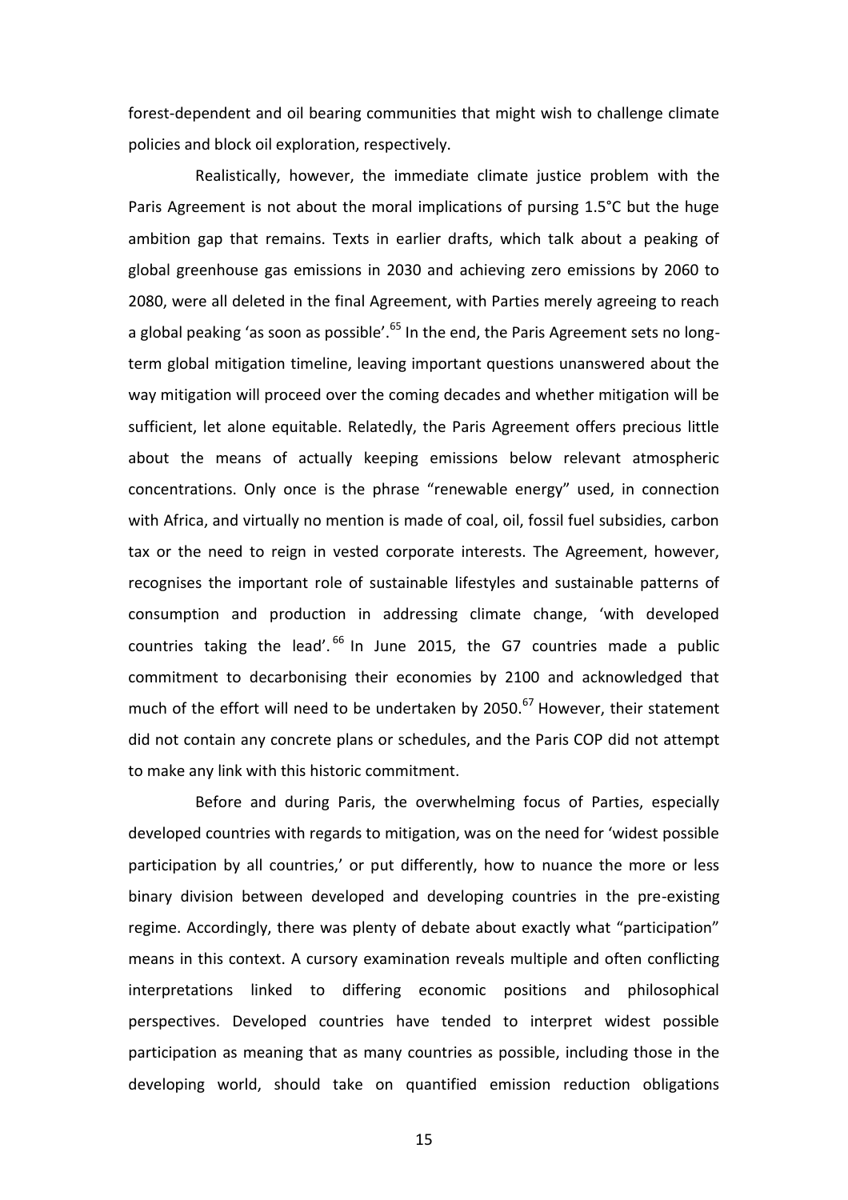forest-dependent and oil bearing communities that might wish to challenge climate policies and block oil exploration, respectively.

Realistically, however, the immediate climate justice problem with the Paris Agreement is not about the moral implications of pursing 1.5°C but the huge ambition gap that remains. Texts in earlier drafts, which talk about a peaking of global greenhouse gas emissions in 2030 and achieving zero emissions by 2060 to 2080, were all deleted in the final Agreement, with Parties merely agreeing to reach a global peaking 'as soon as possible'.[65] In the end, the Paris Agreement sets no long-term global mitigation timeline, leaving important questions unanswered about the way mitigation will proceed over the coming decades and whether mitigation will be sufficient, let alone equitable. Relatedly, the Paris Agreement offers precious little about the means of actually keeping emissions below relevant atmospheric concentrations. Only once is the phrase "renewable energy" used, in connection with Africa, and virtually no mention is made of coal, oil, fossil fuel subsidies, carbon tax or the need to reign in vested corporate interests. The Agreement, however, recognises the important role of sustainable lifestyles and sustainable patterns of consumption and production in addressing climate change, 'with developed countries taking the lead'.[66] In June 2015, the G7 countries made a public commitment to decarbonising their economies by 2100 and acknowledged that much of the effort will need to be undertaken by 2050.[67] However, their statement did not contain any concrete plans or schedules, and the Paris COP did not attempt to make any link with this historic commitment.

Before and during Paris, the overwhelming focus of Parties, especially developed countries with regards to mitigation, was on the need for 'widest possible participation by all countries,' or put differently, how to nuance the more or less binary division between developed and developing countries in the pre-existing regime. Accordingly, there was plenty of debate about exactly what "participation" means in this context. A cursory examination reveals multiple and often conflicting interpretations linked to differing economic positions and philosophical perspectives. Developed countries have tended to interpret widest possible participation as meaning that as many countries as possible, including those in the developing world, should take on quantified emission reduction obligations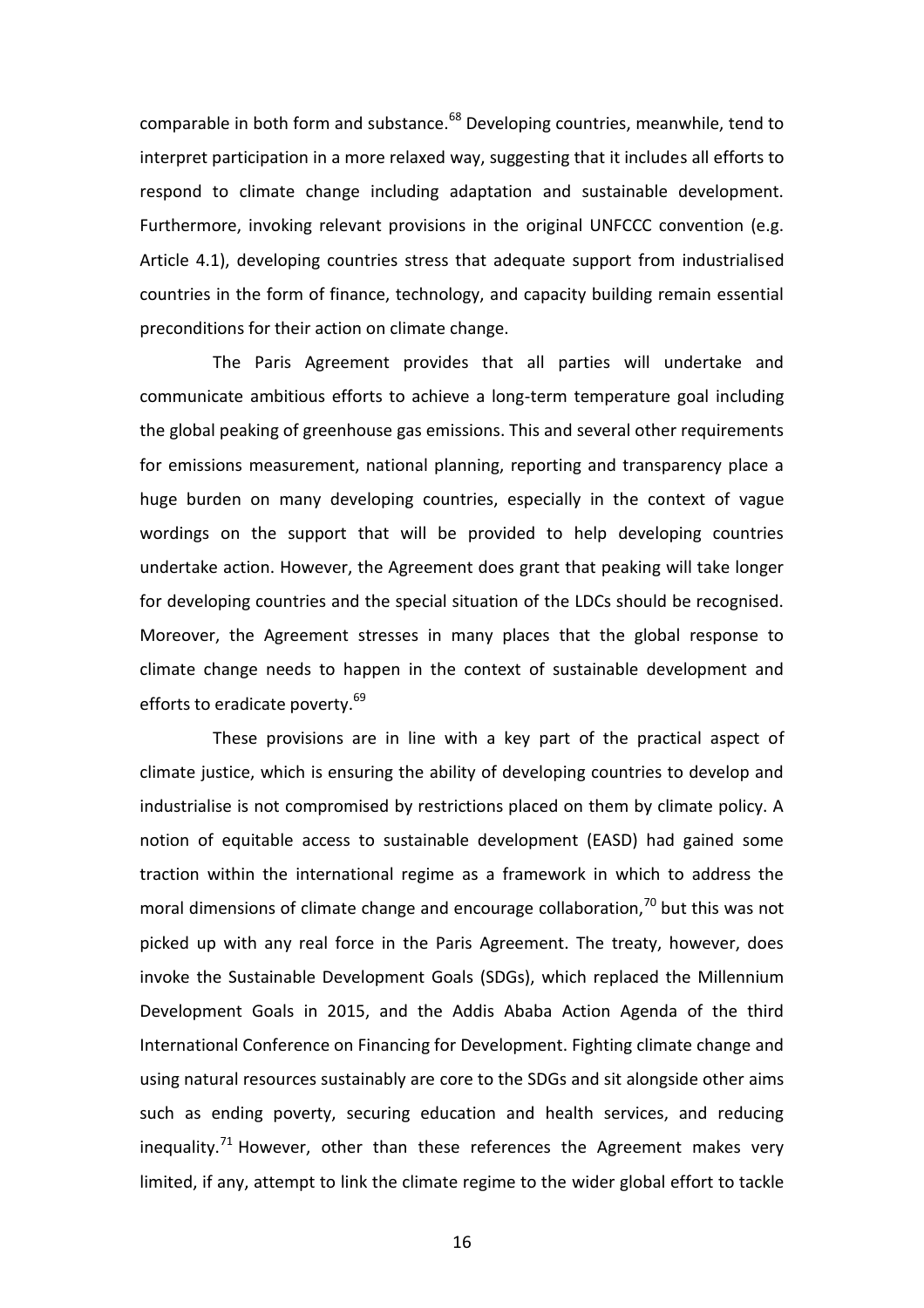comparable in both form and substance.[68] Developing countries, meanwhile, tend to interpret participation in a more relaxed way, suggesting that it includes all efforts to respond to climate change including adaptation and sustainable development. Furthermore, invoking relevant provisions in the original UNFCCC convention (e.g. Article 4.1), developing countries stress that adequate support from industrialised countries in the form of finance, technology, and capacity building remain essential preconditions for their action on climate change.

The Paris Agreement provides that all parties will undertake and communicate ambitious efforts to achieve a long-term temperature goal including the global peaking of greenhouse gas emissions. This and several other requirements for emissions measurement, national planning, reporting and transparency place a huge burden on many developing countries, especially in the context of vague wordings on the support that will be provided to help developing countries undertake action. However, the Agreement does grant that peaking will take longer for developing countries and the special situation of the LDCs should be recognised. Moreover, the Agreement stresses in many places that the global response to climate change needs to happen in the context of sustainable development and efforts to eradicate poverty.[69]

These provisions are in line with a key part of the practical aspect of climate justice, which is ensuring the ability of developing countries to develop and industrialise is not compromised by restrictions placed on them by climate policy. A notion of equitable access to sustainable development (EASD) had gained some traction within the international regime as a framework in which to address the moral dimensions of climate change and encourage collaboration,[70] but this was not picked up with any real force in the Paris Agreement. The treaty, however, does invoke the Sustainable Development Goals (SDGs), which replaced the Millennium Development Goals in 2015, and the Addis Ababa Action Agenda of the third International Conference on Financing for Development. Fighting climate change and using natural resources sustainably are core to the SDGs and sit alongside other aims such as ending poverty, securing education and health services, and reducing inequality.[71] However, other than these references the Agreement makes very limited, if any, attempt to link the climate regime to the wider global effort to tackle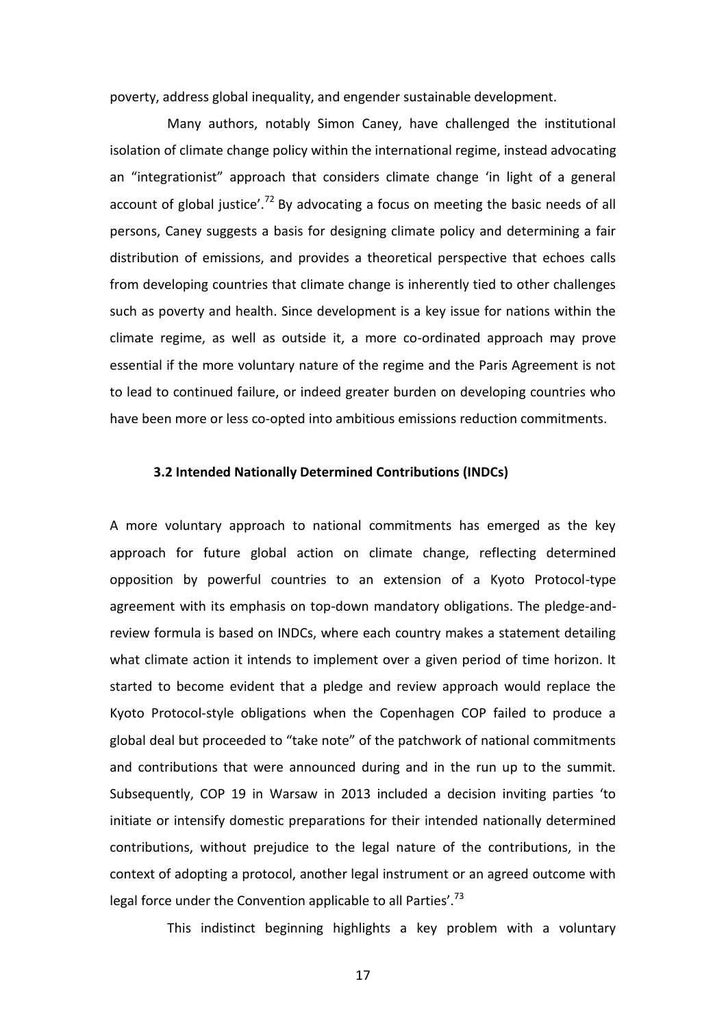poverty, address global inequality, and engender sustainable development.

Many authors, notably Simon Caney, have challenged the institutional isolation of climate change policy within the international regime, instead advocating an "integrationist" approach that considers climate change 'in light of a general account of global justice'.[72] By advocating a focus on meeting the basic needs of all persons, Caney suggests a basis for designing climate policy and determining a fair distribution of emissions, and provides a theoretical perspective that echoes calls from developing countries that climate change is inherently tied to other challenges such as poverty and health. Since development is a key issue for nations within the climate regime, as well as outside it, a more co-ordinated approach may prove essential if the more voluntary nature of the regime and the Paris Agreement is not to lead to continued failure, or indeed greater burden on developing countries who have been more or less co-opted into ambitious emissions reduction commitments.

### 3.2 Intended Nationally Determined Contributions (INDCs)

A more voluntary approach to national commitments has emerged as the key approach for future global action on climate change, reflecting determined opposition by powerful countries to an extension of a Kyoto Protocol-type agreement with its emphasis on top-down mandatory obligations. The pledge-and-review formula is based on INDCs, where each country makes a statement detailing what climate action it intends to implement over a given period of time horizon. It started to become evident that a pledge and review approach would replace the Kyoto Protocol-style obligations when the Copenhagen COP failed to produce a global deal but proceeded to "take note" of the patchwork of national commitments and contributions that were announced during and in the run up to the summit. Subsequently, COP 19 in Warsaw in 2013 included a decision inviting parties 'to initiate or intensify domestic preparations for their intended nationally determined contributions, without prejudice to the legal nature of the contributions, in the context of adopting a protocol, another legal instrument or an agreed outcome with legal force under the Convention applicable to all Parties'.[73]

This indistinct beginning highlights a key problem with a voluntary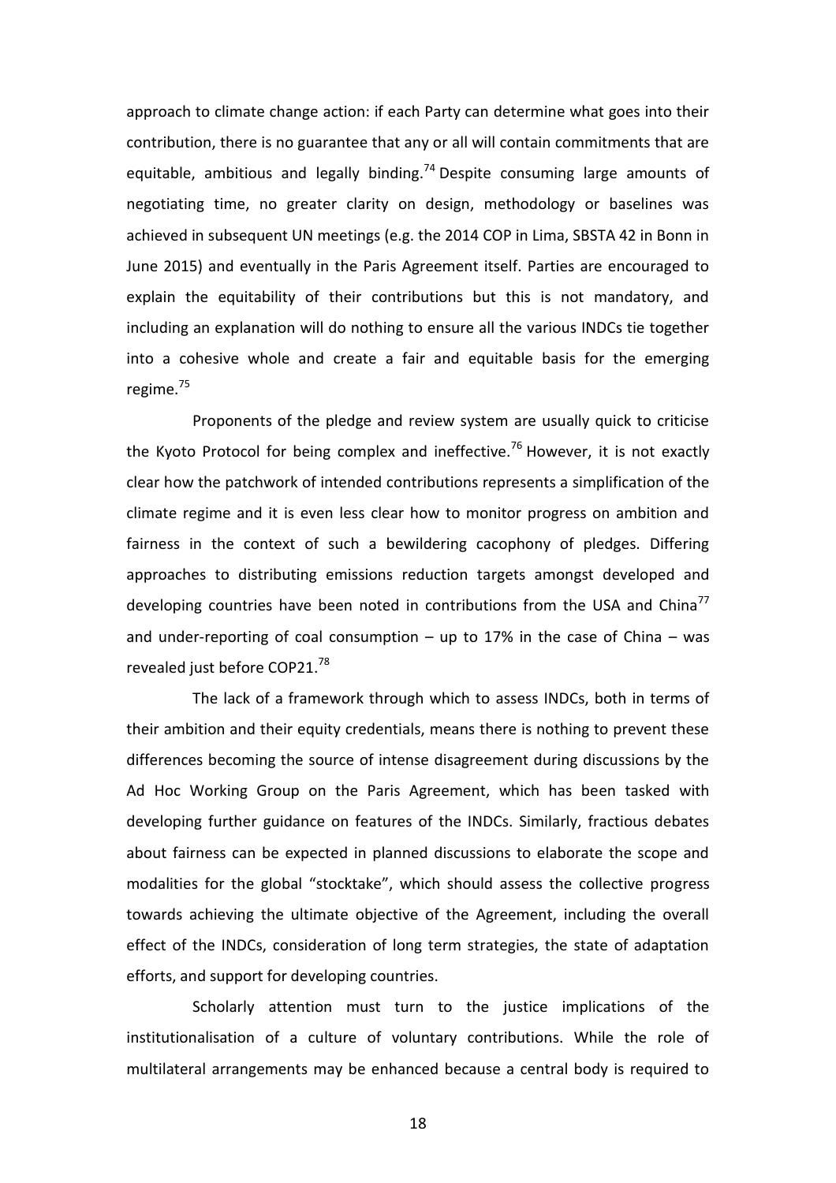approach to climate change action: if each Party can determine what goes into their contribution, there is no guarantee that any or all will contain commitments that are equitable, ambitious and legally binding.[74] Despite consuming large amounts of negotiating time, no greater clarity on design, methodology or baselines was achieved in subsequent UN meetings (e.g. the 2014 COP in Lima, SBSTA 42 in Bonn in June 2015) and eventually in the Paris Agreement itself. Parties are encouraged to explain the equitability of their contributions but this is not mandatory, and including an explanation will do nothing to ensure all the various INDCs tie together into a cohesive whole and create a fair and equitable basis for the emerging regime.[75]

Proponents of the pledge and review system are usually quick to criticise the Kyoto Protocol for being complex and ineffective.[76] However, it is not exactly clear how the patchwork of intended contributions represents a simplification of the climate regime and it is even less clear how to monitor progress on ambition and fairness in the context of such a bewildering cacophony of pledges. Differing approaches to distributing emissions reduction targets amongst developed and developing countries have been noted in contributions from the USA and China[77] and under-reporting of coal consumption – up to 17% in the case of China – was revealed just before COP21.[78]

The lack of a framework through which to assess INDCs, both in terms of their ambition and their equity credentials, means there is nothing to prevent these differences becoming the source of intense disagreement during discussions by the Ad Hoc Working Group on the Paris Agreement, which has been tasked with developing further guidance on features of the INDCs. Similarly, fractious debates about fairness can be expected in planned discussions to elaborate the scope and modalities for the global "stocktake", which should assess the collective progress towards achieving the ultimate objective of the Agreement, including the overall effect of the INDCs, consideration of long term strategies, the state of adaptation efforts, and support for developing countries.

Scholarly attention must turn to the justice implications of the institutionalisation of a culture of voluntary contributions. While the role of multilateral arrangements may be enhanced because a central body is required to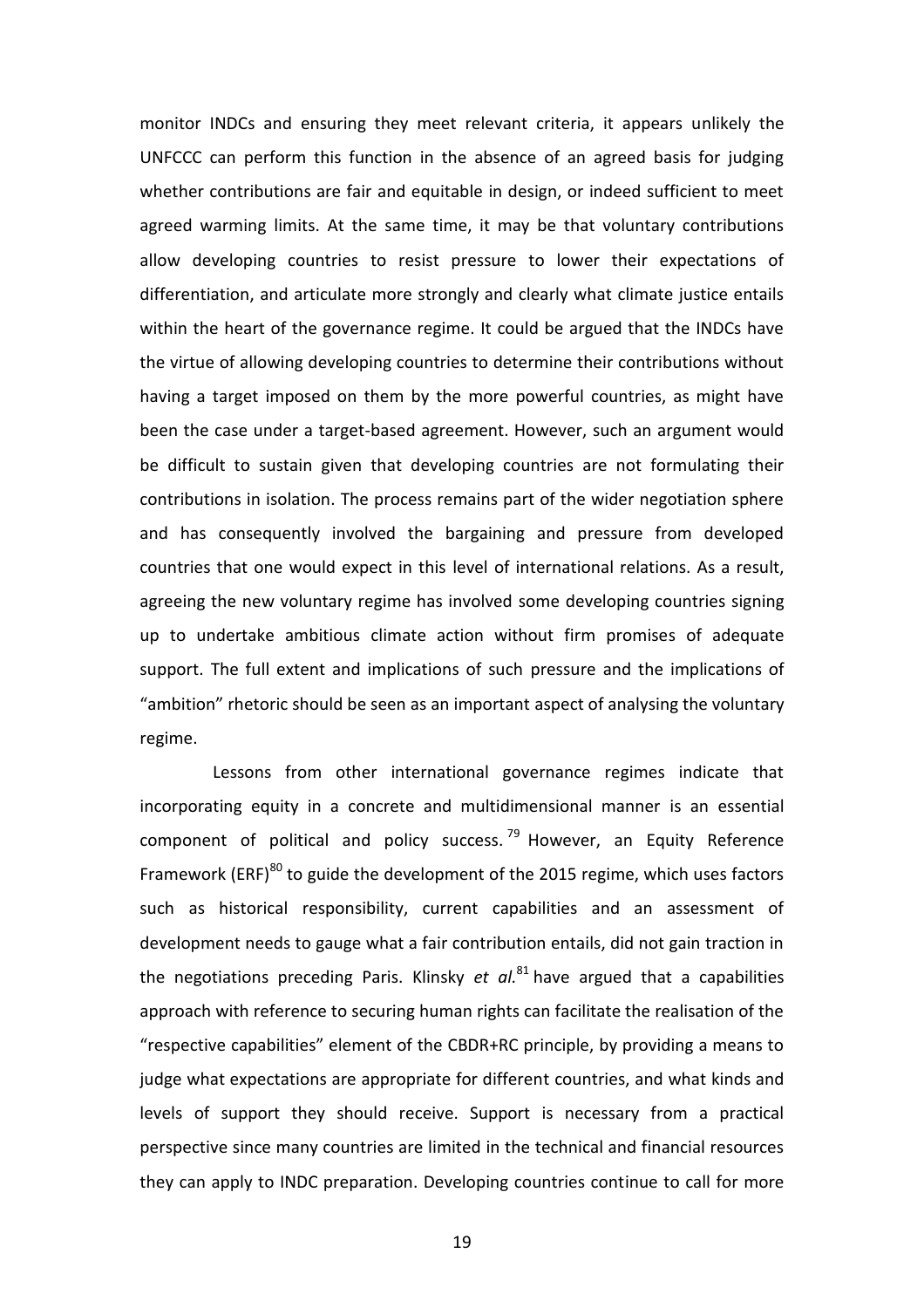monitor INDCs and ensuring they meet relevant criteria, it appears unlikely the UNFCCC can perform this function in the absence of an agreed basis for judging whether contributions are fair and equitable in design, or indeed sufficient to meet agreed warming limits. At the same time, it may be that voluntary contributions allow developing countries to resist pressure to lower their expectations of differentiation, and articulate more strongly and clearly what climate justice entails within the heart of the governance regime. It could be argued that the INDCs have the virtue of allowing developing countries to determine their contributions without having a target imposed on them by the more powerful countries, as might have been the case under a target-based agreement. However, such an argument would be difficult to sustain given that developing countries are not formulating their contributions in isolation. The process remains part of the wider negotiation sphere and has consequently involved the bargaining and pressure from developed countries that one would expect in this level of international relations. As a result, agreeing the new voluntary regime has involved some developing countries signing up to undertake ambitious climate action without firm promises of adequate support. The full extent and implications of such pressure and the implications of "ambition" rhetoric should be seen as an important aspect of analysing the voluntary regime.

Lessons from other international governance regimes indicate that incorporating equity in a concrete and multidimensional manner is an essential component of political and policy success.[79] However, an Equity Reference Framework (ERF)[80] to guide the development of the 2015 regime, which uses factors such as historical responsibility, current capabilities and an assessment of development needs to gauge what a fair contribution entails, did not gain traction in the negotiations preceding Paris. Klinsky *et al.*[81] have argued that a capabilities approach with reference to securing human rights can facilitate the realisation of the "respective capabilities" element of the CBDR+RC principle, by providing a means to judge what expectations are appropriate for different countries, and what kinds and levels of support they should receive. Support is necessary from a practical perspective since many countries are limited in the technical and financial resources they can apply to INDC preparation. Developing countries continue to call for more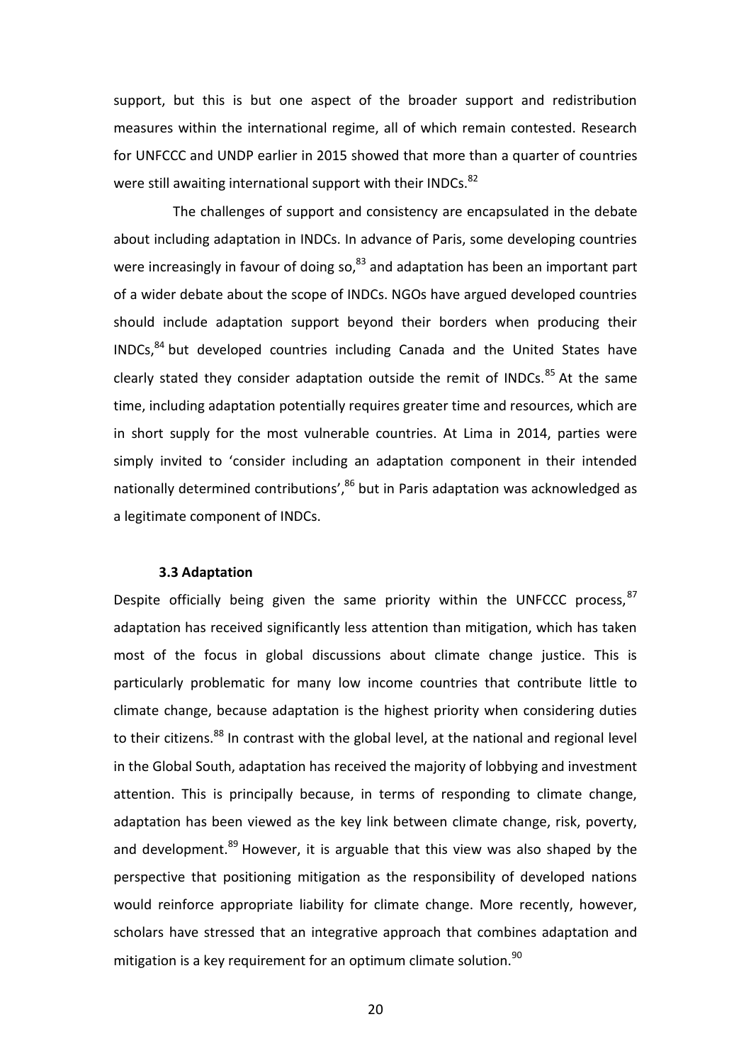support, but this is but one aspect of the broader support and redistribution measures within the international regime, all of which remain contested. Research for UNFCCC and UNDP earlier in 2015 showed that more than a quarter of countries were still awaiting international support with their INDCs.[82]

The challenges of support and consistency are encapsulated in the debate about including adaptation in INDCs. In advance of Paris, some developing countries were increasingly in favour of doing so,[83] and adaptation has been an important part of a wider debate about the scope of INDCs. NGOs have argued developed countries should include adaptation support beyond their borders when producing their INDCs,[84] but developed countries including Canada and the United States have clearly stated they consider adaptation outside the remit of INDCs.[85] At the same time, including adaptation potentially requires greater time and resources, which are in short supply for the most vulnerable countries. At Lima in 2014, parties were simply invited to 'consider including an adaptation component in their intended nationally determined contributions',[86] but in Paris adaptation was acknowledged as a legitimate component of INDCs.

### 3.3 Adaptation

Despite officially being given the same priority within the UNFCCC process,[87] adaptation has received significantly less attention than mitigation, which has taken most of the focus in global discussions about climate change justice. This is particularly problematic for many low income countries that contribute little to climate change, because adaptation is the highest priority when considering duties to their citizens.[88] In contrast with the global level, at the national and regional level in the Global South, adaptation has received the majority of lobbying and investment attention. This is principally because, in terms of responding to climate change, adaptation has been viewed as the key link between climate change, risk, poverty, and development.[89] However, it is arguable that this view was also shaped by the perspective that positioning mitigation as the responsibility of developed nations would reinforce appropriate liability for climate change. More recently, however, scholars have stressed that an integrative approach that combines adaptation and mitigation is a key requirement for an optimum climate solution.[90]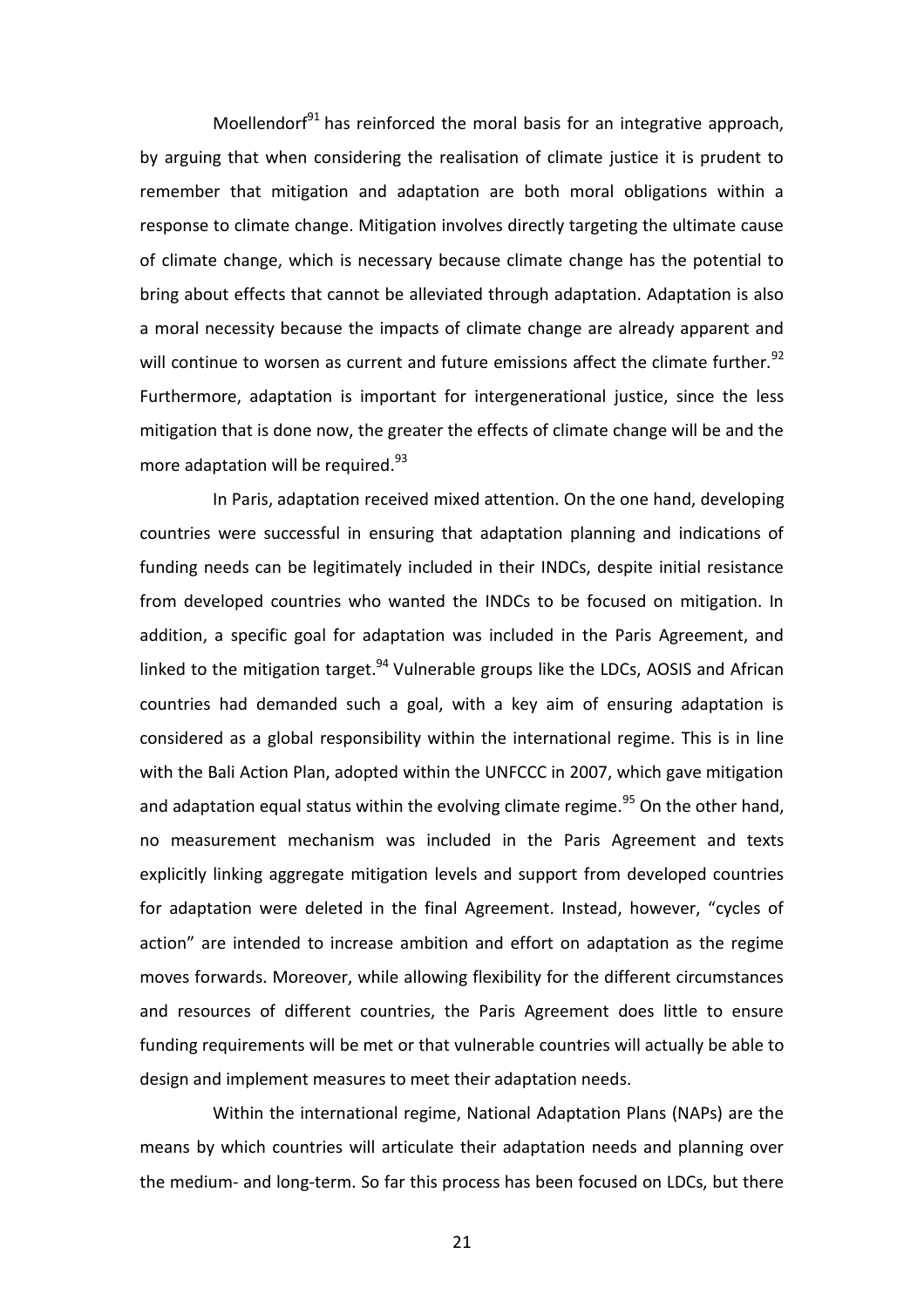Moellendorf[91] has reinforced the moral basis for an integrative approach, by arguing that when considering the realisation of climate justice it is prudent to remember that mitigation and adaptation are both moral obligations within a response to climate change. Mitigation involves directly targeting the ultimate cause of climate change, which is necessary because climate change has the potential to bring about effects that cannot be alleviated through adaptation. Adaptation is also a moral necessity because the impacts of climate change are already apparent and will continue to worsen as current and future emissions affect the climate further.[92] Furthermore, adaptation is important for intergenerational justice, since the less mitigation that is done now, the greater the effects of climate change will be and the more adaptation will be required.[93]

In Paris, adaptation received mixed attention. On the one hand, developing countries were successful in ensuring that adaptation planning and indications of funding needs can be legitimately included in their INDCs, despite initial resistance from developed countries who wanted the INDCs to be focused on mitigation. In addition, a specific goal for adaptation was included in the Paris Agreement, and linked to the mitigation target.[94] Vulnerable groups like the LDCs, AOSIS and African countries had demanded such a goal, with a key aim of ensuring adaptation is considered as a global responsibility within the international regime. This is in line with the Bali Action Plan, adopted within the UNFCCC in 2007, which gave mitigation and adaptation equal status within the evolving climate regime.[95] On the other hand, no measurement mechanism was included in the Paris Agreement and texts explicitly linking aggregate mitigation levels and support from developed countries for adaptation were deleted in the final Agreement. Instead, however, "cycles of action" are intended to increase ambition and effort on adaptation as the regime moves forwards. Moreover, while allowing flexibility for the different circumstances and resources of different countries, the Paris Agreement does little to ensure funding requirements will be met or that vulnerable countries will actually be able to design and implement measures to meet their adaptation needs.

Within the international regime, National Adaptation Plans (NAPs) are the means by which countries will articulate their adaptation needs and planning over the medium- and long-term. So far this process has been focused on LDCs, but there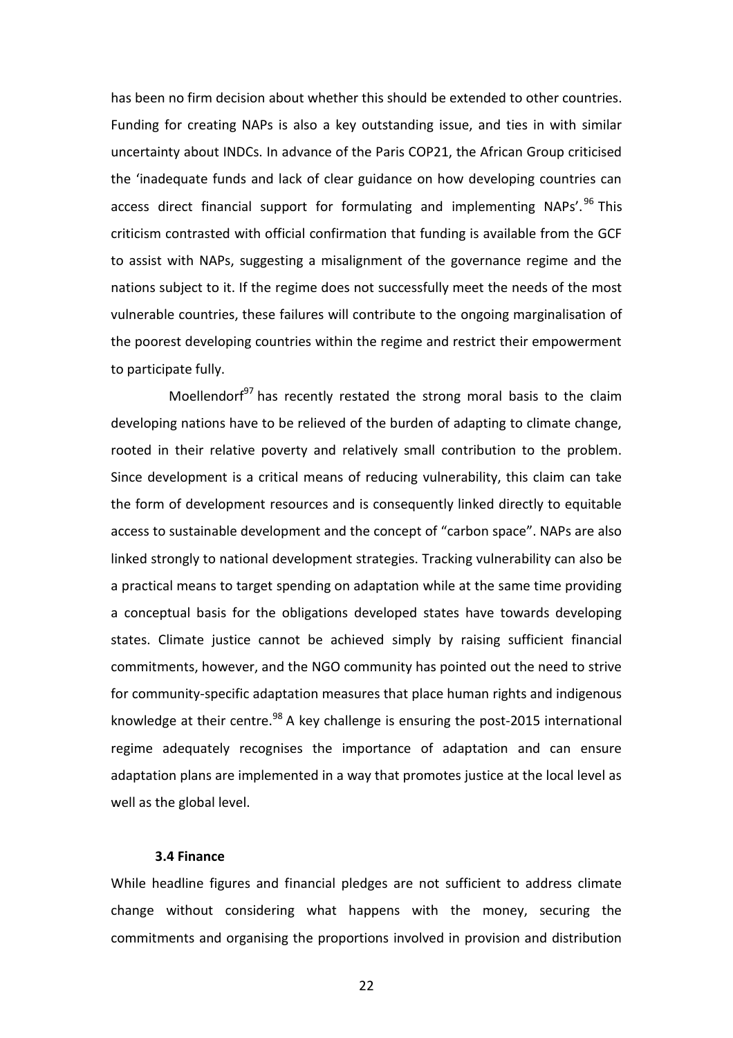has been no firm decision about whether this should be extended to other countries. Funding for creating NAPs is also a key outstanding issue, and ties in with similar uncertainty about INDCs. In advance of the Paris COP21, the African Group criticised the 'inadequate funds and lack of clear guidance on how developing countries can access direct financial support for formulating and implementing NAPs'.[96] This criticism contrasted with official confirmation that funding is available from the GCF to assist with NAPs, suggesting a misalignment of the governance regime and the nations subject to it. If the regime does not successfully meet the needs of the most vulnerable countries, these failures will contribute to the ongoing marginalisation of the poorest developing countries within the regime and restrict their empowerment to participate fully.

Moellendorf[97] has recently restated the strong moral basis to the claim developing nations have to be relieved of the burden of adapting to climate change, rooted in their relative poverty and relatively small contribution to the problem. Since development is a critical means of reducing vulnerability, this claim can take the form of development resources and is consequently linked directly to equitable access to sustainable development and the concept of "carbon space". NAPs are also linked strongly to national development strategies. Tracking vulnerability can also be a practical means to target spending on adaptation while at the same time providing a conceptual basis for the obligations developed states have towards developing states. Climate justice cannot be achieved simply by raising sufficient financial commitments, however, and the NGO community has pointed out the need to strive for community-specific adaptation measures that place human rights and indigenous knowledge at their centre.[98] A key challenge is ensuring the post-2015 international regime adequately recognises the importance of adaptation and can ensure adaptation plans are implemented in a way that promotes justice at the local level as well as the global level.

### 3.4 Finance

While headline figures and financial pledges are not sufficient to address climate change without considering what happens with the money, securing the commitments and organising the proportions involved in provision and distribution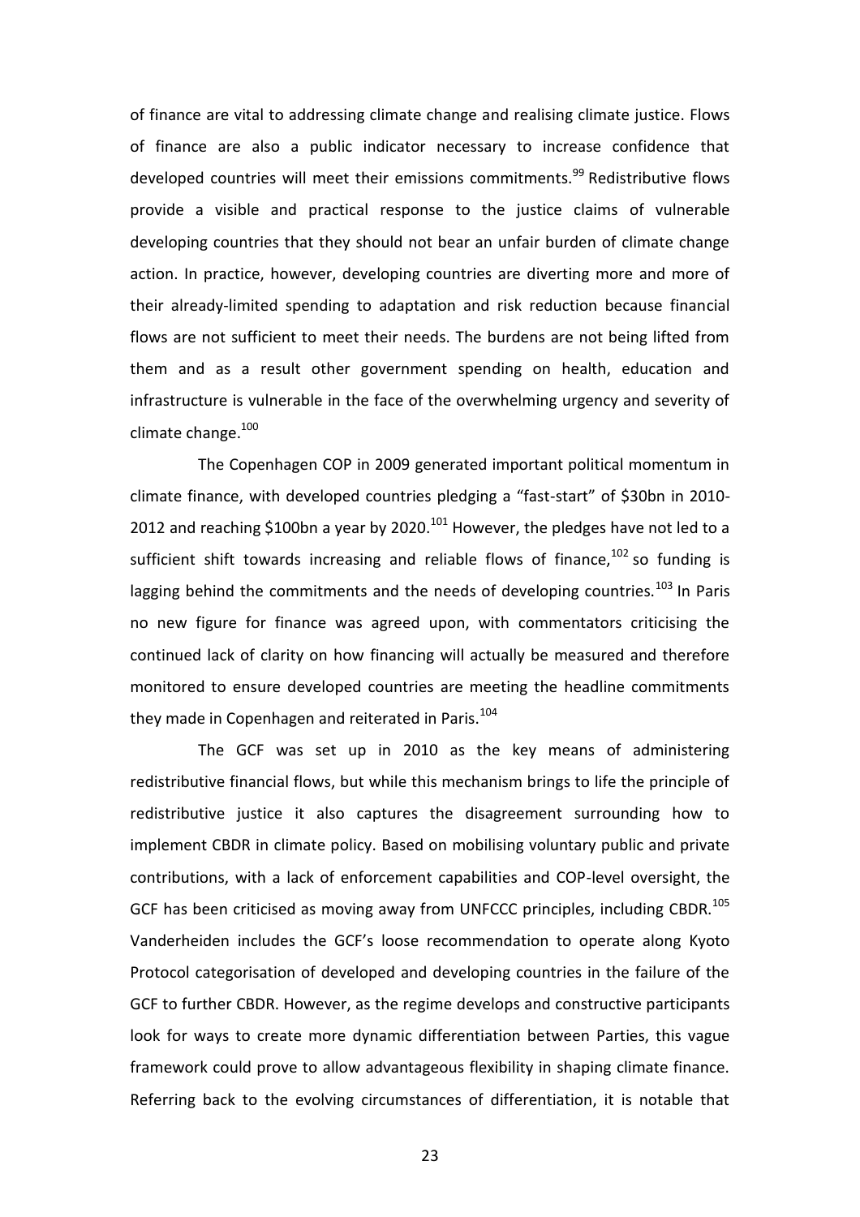of finance are vital to addressing climate change and realising climate justice. Flows of finance are also a public indicator necessary to increase confidence that developed countries will meet their emissions commitments.[99] Redistributive flows provide a visible and practical response to the justice claims of vulnerable developing countries that they should not bear an unfair burden of climate change action. In practice, however, developing countries are diverting more and more of their already-limited spending to adaptation and risk reduction because financial flows are not sufficient to meet their needs. The burdens are not being lifted from them and as a result other government spending on health, education and infrastructure is vulnerable in the face of the overwhelming urgency and severity of climate change.[100]

The Copenhagen COP in 2009 generated important political momentum in climate finance, with developed countries pledging a "fast-start" of \$30bn in 2010-2012 and reaching \$100bn a year by 2020.[101] However, the pledges have not led to a sufficient shift towards increasing and reliable flows of finance,[102] so funding is lagging behind the commitments and the needs of developing countries.[103] In Paris no new figure for finance was agreed upon, with commentators criticising the continued lack of clarity on how financing will actually be measured and therefore monitored to ensure developed countries are meeting the headline commitments they made in Copenhagen and reiterated in Paris.[104]

The GCF was set up in 2010 as the key means of administering redistributive financial flows, but while this mechanism brings to life the principle of redistributive justice it also captures the disagreement surrounding how to implement CBDR in climate policy. Based on mobilising voluntary public and private contributions, with a lack of enforcement capabilities and COP-level oversight, the GCF has been criticised as moving away from UNFCCC principles, including CBDR.[105] Vanderheiden includes the GCF's loose recommendation to operate along Kyoto Protocol categorisation of developed and developing countries in the failure of the GCF to further CBDR. However, as the regime develops and constructive participants look for ways to create more dynamic differentiation between Parties, this vague framework could prove to allow advantageous flexibility in shaping climate finance. Referring back to the evolving circumstances of differentiation, it is notable that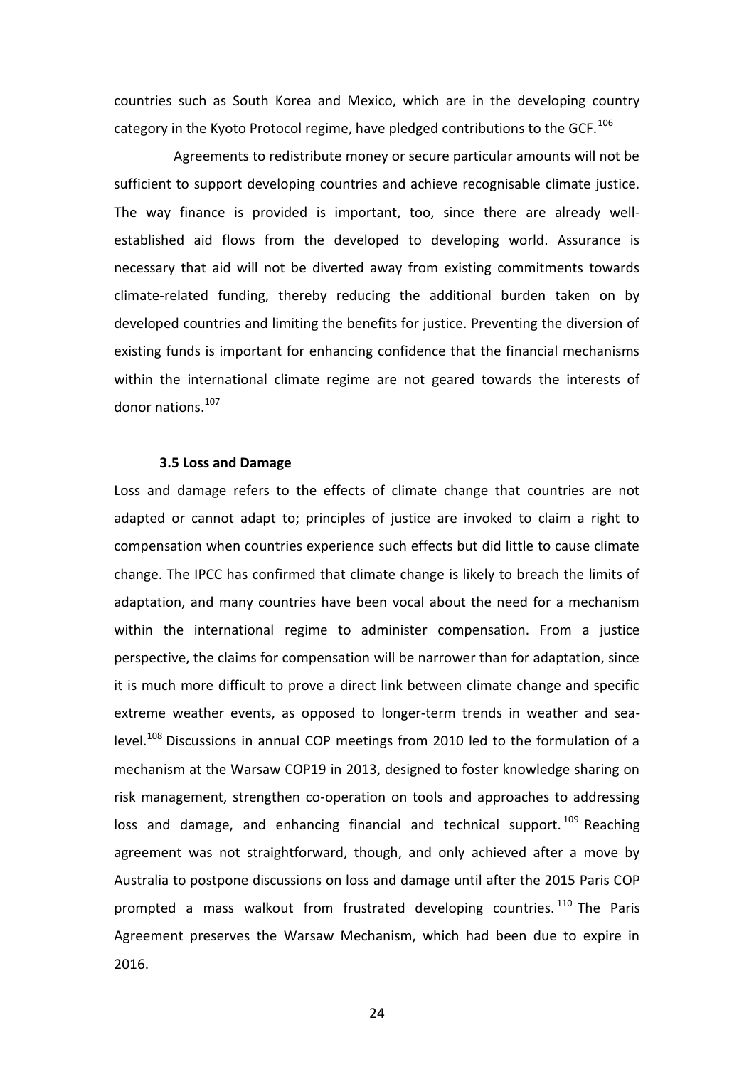countries such as South Korea and Mexico, which are in the developing country category in the Kyoto Protocol regime, have pledged contributions to the GCF.[106]

Agreements to redistribute money or secure particular amounts will not be sufficient to support developing countries and achieve recognisable climate justice. The way finance is provided is important, too, since there are already well-established aid flows from the developed to developing world. Assurance is necessary that aid will not be diverted away from existing commitments towards climate-related funding, thereby reducing the additional burden taken on by developed countries and limiting the benefits for justice. Preventing the diversion of existing funds is important for enhancing confidence that the financial mechanisms within the international climate regime are not geared towards the interests of donor nations.[107]

### 3.5 Loss and Damage

Loss and damage refers to the effects of climate change that countries are not adapted or cannot adapt to; principles of justice are invoked to claim a right to compensation when countries experience such effects but did little to cause climate change. The IPCC has confirmed that climate change is likely to breach the limits of adaptation, and many countries have been vocal about the need for a mechanism within the international regime to administer compensation. From a justice perspective, the claims for compensation will be narrower than for adaptation, since it is much more difficult to prove a direct link between climate change and specific extreme weather events, as opposed to longer-term trends in weather and sea-level.[108] Discussions in annual COP meetings from 2010 led to the formulation of a mechanism at the Warsaw COP19 in 2013, designed to foster knowledge sharing on risk management, strengthen co-operation on tools and approaches to addressing loss and damage, and enhancing financial and technical support.[109] Reaching agreement was not straightforward, though, and only achieved after a move by Australia to postpone discussions on loss and damage until after the 2015 Paris COP prompted a mass walkout from frustrated developing countries.[110] The Paris Agreement preserves the Warsaw Mechanism, which had been due to expire in 2016.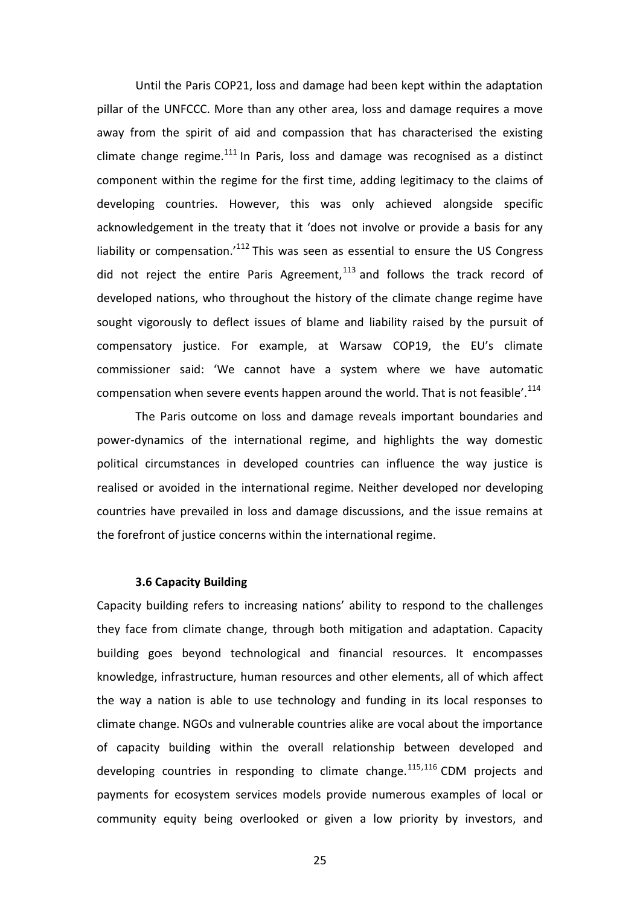Until the Paris COP21, loss and damage had been kept within the adaptation pillar of the UNFCCC. More than any other area, loss and damage requires a move away from the spirit of aid and compassion that has characterised the existing climate change regime.[111] In Paris, loss and damage was recognised as a distinct component within the regime for the first time, adding legitimacy to the claims of developing countries. However, this was only achieved alongside specific acknowledgement in the treaty that it 'does not involve or provide a basis for any liability or compensation.'[112] This was seen as essential to ensure the US Congress did not reject the entire Paris Agreement,[113] and follows the track record of developed nations, who throughout the history of the climate change regime have sought vigorously to deflect issues of blame and liability raised by the pursuit of compensatory justice. For example, at Warsaw COP19, the EU's climate commissioner said: 'We cannot have a system where we have automatic compensation when severe events happen around the world. That is not feasible'.[114]

The Paris outcome on loss and damage reveals important boundaries and power-dynamics of the international regime, and highlights the way domestic political circumstances in developed countries can influence the way justice is realised or avoided in the international regime. Neither developed nor developing countries have prevailed in loss and damage discussions, and the issue remains at the forefront of justice concerns within the international regime.

### 3.6 Capacity Building

Capacity building refers to increasing nations' ability to respond to the challenges they face from climate change, through both mitigation and adaptation. Capacity building goes beyond technological and financial resources. It encompasses knowledge, infrastructure, human resources and other elements, all of which affect the way a nation is able to use technology and funding in its local responses to climate change. NGOs and vulnerable countries alike are vocal about the importance of capacity building within the overall relationship between developed and developing countries in responding to climate change.[115,116] CDM projects and payments for ecosystem services models provide numerous examples of local or community equity being overlooked or given a low priority by investors, and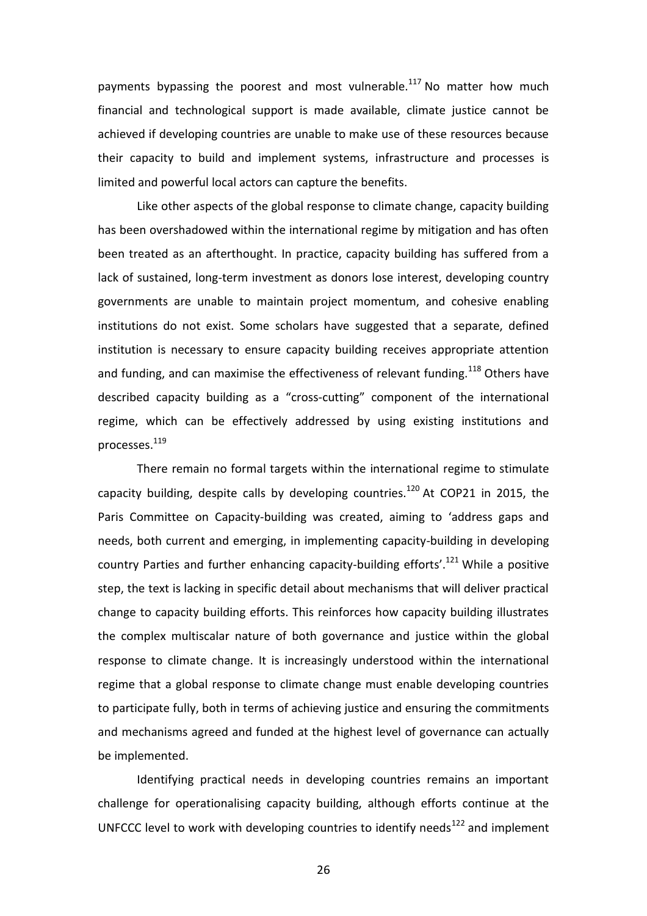payments bypassing the poorest and most vulnerable.[117] No matter how much financial and technological support is made available, climate justice cannot be achieved if developing countries are unable to make use of these resources because their capacity to build and implement systems, infrastructure and processes is limited and powerful local actors can capture the benefits.

Like other aspects of the global response to climate change, capacity building has been overshadowed within the international regime by mitigation and has often been treated as an afterthought. In practice, capacity building has suffered from a lack of sustained, long-term investment as donors lose interest, developing country governments are unable to maintain project momentum, and cohesive enabling institutions do not exist. Some scholars have suggested that a separate, defined institution is necessary to ensure capacity building receives appropriate attention and funding, and can maximise the effectiveness of relevant funding.[118] Others have described capacity building as a "cross-cutting" component of the international regime, which can be effectively addressed by using existing institutions and processes.[119]

There remain no formal targets within the international regime to stimulate capacity building, despite calls by developing countries.[120] At COP21 in 2015, the Paris Committee on Capacity-building was created, aiming to 'address gaps and needs, both current and emerging, in implementing capacity-building in developing country Parties and further enhancing capacity-building efforts'.[121] While a positive step, the text is lacking in specific detail about mechanisms that will deliver practical change to capacity building efforts. This reinforces how capacity building illustrates the complex multiscalar nature of both governance and justice within the global response to climate change. It is increasingly understood within the international regime that a global response to climate change must enable developing countries to participate fully, both in terms of achieving justice and ensuring the commitments and mechanisms agreed and funded at the highest level of governance can actually be implemented.

Identifying practical needs in developing countries remains an important challenge for operationalising capacity building, although efforts continue at the UNFCCC level to work with developing countries to identify needs[122] and implement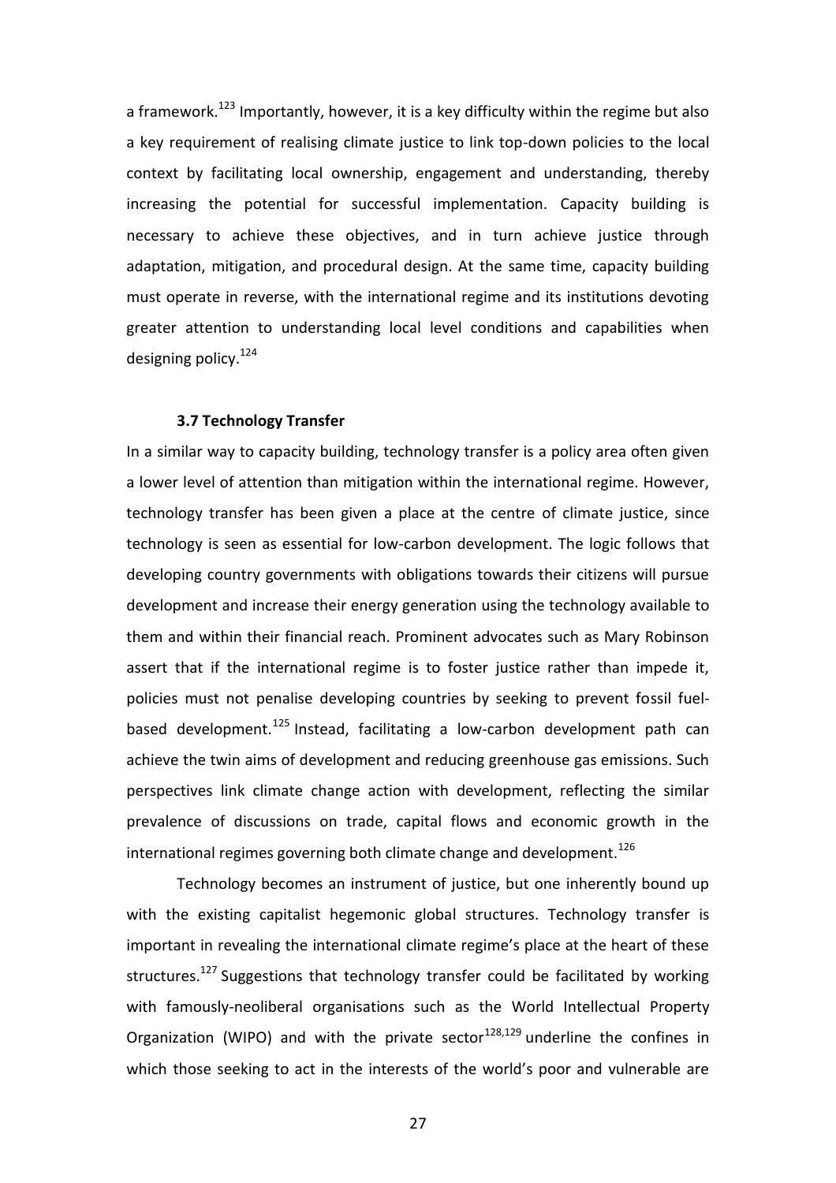a framework.[123] Importantly, however, it is a key difficulty within the regime but also a key requirement of realising climate justice to link top-down policies to the local context by facilitating local ownership, engagement and understanding, thereby increasing the potential for successful implementation. Capacity building is necessary to achieve these objectives, and in turn achieve justice through adaptation, mitigation, and procedural design. At the same time, capacity building must operate in reverse, with the international regime and its institutions devoting greater attention to understanding local level conditions and capabilities when designing policy.[124]

### 3.7 Technology Transfer

In a similar way to capacity building, technology transfer is a policy area often given a lower level of attention than mitigation within the international regime. However, technology transfer has been given a place at the centre of climate justice, since technology is seen as essential for low-carbon development. The logic follows that developing country governments with obligations towards their citizens will pursue development and increase their energy generation using the technology available to them and within their financial reach. Prominent advocates such as Mary Robinson assert that if the international regime is to foster justice rather than impede it, policies must not penalise developing countries by seeking to prevent fossil fuel-based development.[125] Instead, facilitating a low-carbon development path can achieve the twin aims of development and reducing greenhouse gas emissions. Such perspectives link climate change action with development, reflecting the similar prevalence of discussions on trade, capital flows and economic growth in the international regimes governing both climate change and development.[126]

Technology becomes an instrument of justice, but one inherently bound up with the existing capitalist hegemonic global structures. Technology transfer is important in revealing the international climate regime's place at the heart of these structures.[127] Suggestions that technology transfer could be facilitated by working with famously-neoliberal organisations such as the World Intellectual Property Organization (WIPO) and with the private sector[128,129] underline the confines in which those seeking to act in the interests of the world's poor and vulnerable are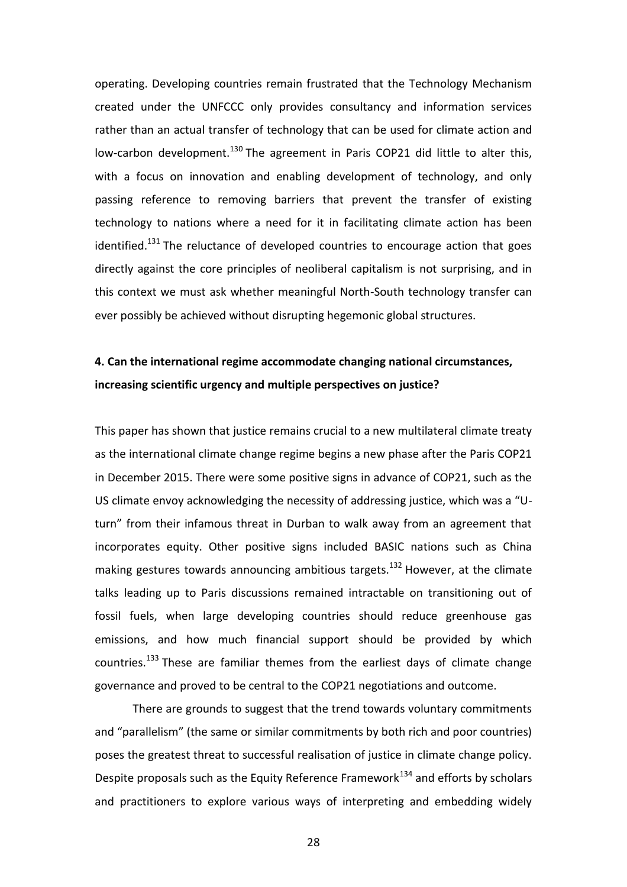operating. Developing countries remain frustrated that the Technology Mechanism created under the UNFCCC only provides consultancy and information services rather than an actual transfer of technology that can be used for climate action and low-carbon development.[130] The agreement in Paris COP21 did little to alter this, with a focus on innovation and enabling development of technology, and only passing reference to removing barriers that prevent the transfer of existing technology to nations where a need for it in facilitating climate action has been identified.[131] The reluctance of developed countries to encourage action that goes directly against the core principles of neoliberal capitalism is not surprising, and in this context we must ask whether meaningful North-South technology transfer can ever possibly be achieved without disrupting hegemonic global structures.

**4. Can the international regime accommodate changing national circumstances, increasing scientific urgency and multiple perspectives on justice?**

This paper has shown that justice remains crucial to a new multilateral climate treaty as the international climate change regime begins a new phase after the Paris COP21 in December 2015. There were some positive signs in advance of COP21, such as the US climate envoy acknowledging the necessity of addressing justice, which was a "U-turn" from their infamous threat in Durban to walk away from an agreement that incorporates equity. Other positive signs included BASIC nations such as China making gestures towards announcing ambitious targets.[132] However, at the climate talks leading up to Paris discussions remained intractable on transitioning out of fossil fuels, when large developing countries should reduce greenhouse gas emissions, and how much financial support should be provided by which countries.[133] These are familiar themes from the earliest days of climate change governance and proved to be central to the COP21 negotiations and outcome.

There are grounds to suggest that the trend towards voluntary commitments and "parallelism" (the same or similar commitments by both rich and poor countries) poses the greatest threat to successful realisation of justice in climate change policy. Despite proposals such as the Equity Reference Framework[134] and efforts by scholars and practitioners to explore various ways of interpreting and embedding widely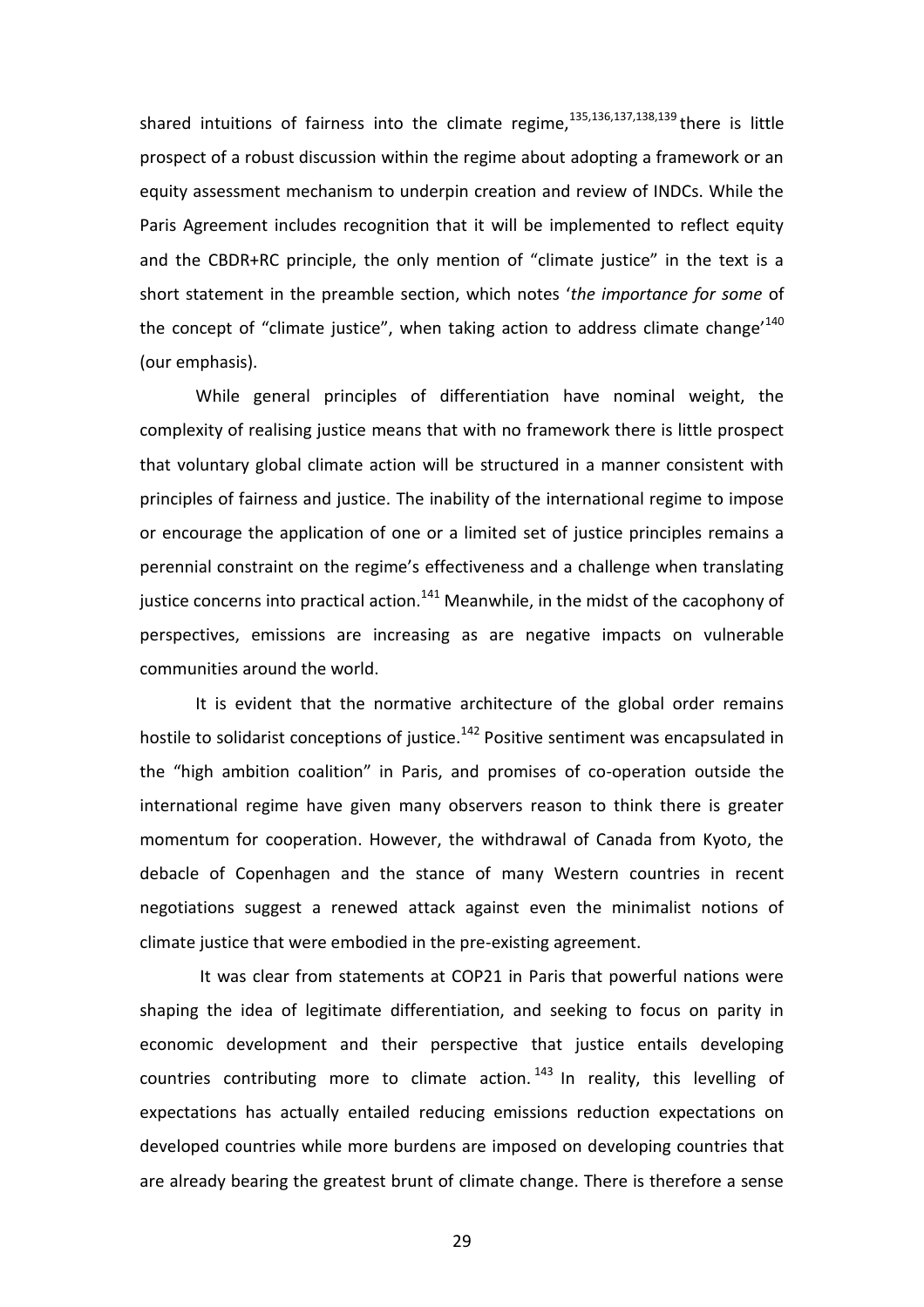shared intuitions of fairness into the climate regime,[135,136,137,138,139] there is little prospect of a robust discussion within the regime about adopting a framework or an equity assessment mechanism to underpin creation and review of INDCs. While the Paris Agreement includes recognition that it will be implemented to reflect equity and the CBDR+RC principle, the only mention of "climate justice" in the text is a short statement in the preamble section, which notes '*the importance for some* of the concept of "climate justice", when taking action to address climate change'[140] (our emphasis).

While general principles of differentiation have nominal weight, the complexity of realising justice means that with no framework there is little prospect that voluntary global climate action will be structured in a manner consistent with principles of fairness and justice. The inability of the international regime to impose or encourage the application of one or a limited set of justice principles remains a perennial constraint on the regime's effectiveness and a challenge when translating justice concerns into practical action.[141] Meanwhile, in the midst of the cacophony of perspectives, emissions are increasing as are negative impacts on vulnerable communities around the world.

It is evident that the normative architecture of the global order remains hostile to solidarist conceptions of justice.[142] Positive sentiment was encapsulated in the "high ambition coalition" in Paris, and promises of co-operation outside the international regime have given many observers reason to think there is greater momentum for cooperation. However, the withdrawal of Canada from Kyoto, the debacle of Copenhagen and the stance of many Western countries in recent negotiations suggest a renewed attack against even the minimalist notions of climate justice that were embodied in the pre-existing agreement.

It was clear from statements at COP21 in Paris that powerful nations were shaping the idea of legitimate differentiation, and seeking to focus on parity in economic development and their perspective that justice entails developing countries contributing more to climate action.[143] In reality, this levelling of expectations has actually entailed reducing emissions reduction expectations on developed countries while more burdens are imposed on developing countries that are already bearing the greatest brunt of climate change. There is therefore a sense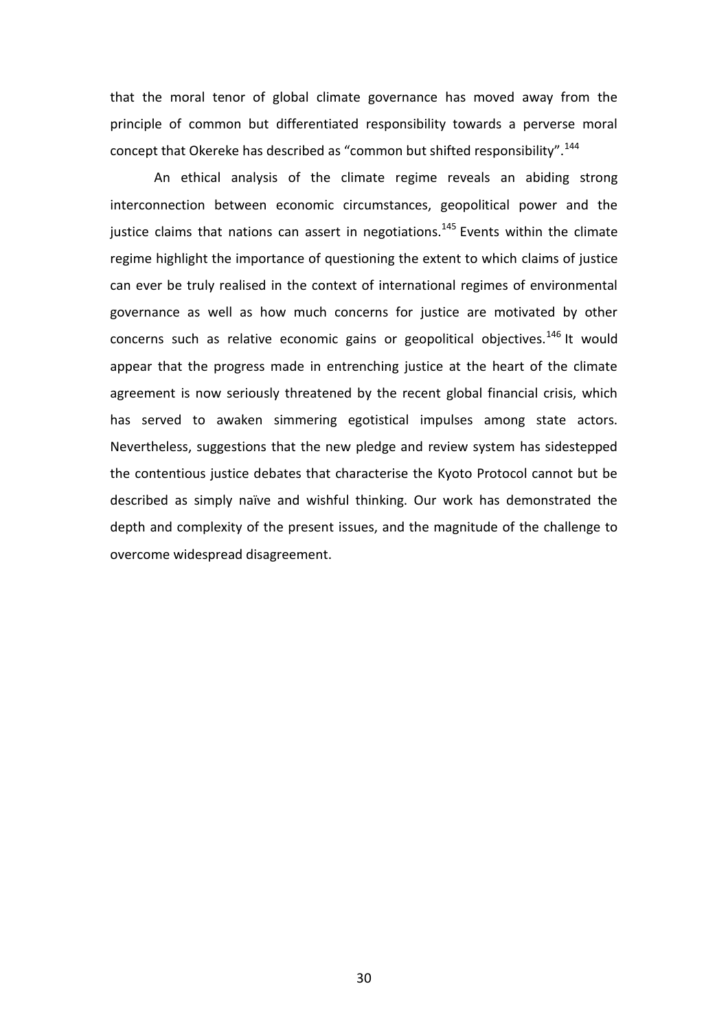that the moral tenor of global climate governance has moved away from the principle of common but differentiated responsibility towards a perverse moral concept that Okereke has described as "common but shifted responsibility".[144]

An ethical analysis of the climate regime reveals an abiding strong interconnection between economic circumstances, geopolitical power and the justice claims that nations can assert in negotiations.[145] Events within the climate regime highlight the importance of questioning the extent to which claims of justice can ever be truly realised in the context of international regimes of environmental governance as well as how much concerns for justice are motivated by other concerns such as relative economic gains or geopolitical objectives.[146] It would appear that the progress made in entrenching justice at the heart of the climate agreement is now seriously threatened by the recent global financial crisis, which has served to awaken simmering egotistical impulses among state actors. Nevertheless, suggestions that the new pledge and review system has sidestepped the contentious justice debates that characterise the Kyoto Protocol cannot but be described as simply naïve and wishful thinking. Our work has demonstrated the depth and complexity of the present issues, and the magnitude of the challenge to overcome widespread disagreement.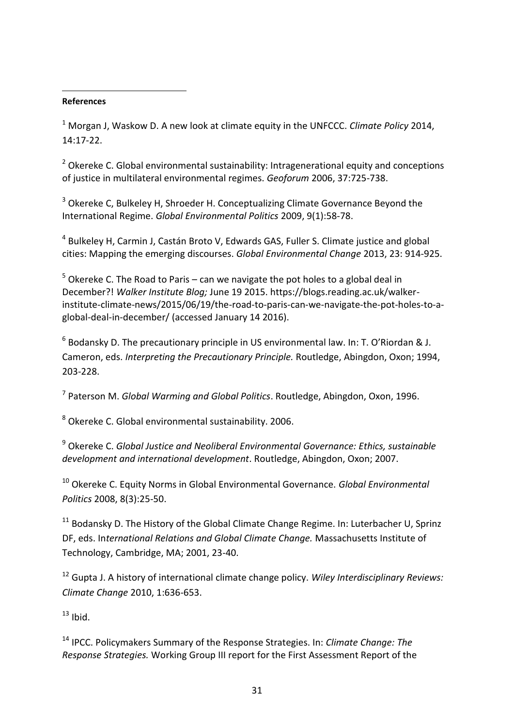**References**

[1] Morgan J, Waskow D. A new look at climate equity in the UNFCCC. *Climate Policy* 2014, 14:17-22.

[2] Okereke C. Global environmental sustainability: Intragenerational equity and conceptions of justice in multilateral environmental regimes. *Geoforum* 2006, 37:725-738.

[3] Okereke C, Bulkeley H, Shroeder H. Conceptualizing Climate Governance Beyond the International Regime. *Global Environmental Politics* 2009, 9(1):58-78.

[4] Bulkeley H, Carmin J, Castán Broto V, Edwards GAS, Fuller S. Climate justice and global cities: Mapping the emerging discourses. *Global Environmental Change* 2013, 23: 914-925.

[5] Okereke C. The Road to Paris – can we navigate the pot holes to a global deal in December?! *Walker Institute Blog;* June 19 2015. https://blogs.reading.ac.uk/walker-institute-climate-news/2015/06/19/the-road-to-paris-can-we-navigate-the-pot-holes-to-a-global-deal-in-december/ (accessed January 14 2016).

[6] Bodansky D. The precautionary principle in US environmental law. In: T. O'Riordan & J. Cameron, eds. *Interpreting the Precautionary Principle.* Routledge, Abingdon, Oxon; 1994, 203-228.

[7] Paterson M. *Global Warming and Global Politics*. Routledge, Abingdon, Oxon, 1996.

[8] Okereke C. Global environmental sustainability. 2006.

[9] Okereke C. *Global Justice and Neoliberal Environmental Governance: Ethics, sustainable development and international development*. Routledge, Abingdon, Oxon; 2007.

[10] Okereke C. Equity Norms in Global Environmental Governance. *Global Environmental Politics* 2008, 8(3):25-50.

[11] Bodansky D. The History of the Global Climate Change Regime. In: Luterbacher U, Sprinz DF, eds. In*ternational Relations and Global Climate Change.* Massachusetts Institute of Technology, Cambridge, MA; 2001, 23-40.

[12] Gupta J. A history of international climate change policy. *Wiley Interdisciplinary Reviews: Climate Change* 2010, 1:636-653.

[13] Ibid.

[14] IPCC. Policymakers Summary of the Response Strategies. In: *Climate Change: The Response Strategies.* Working Group III report for the First Assessment Report of the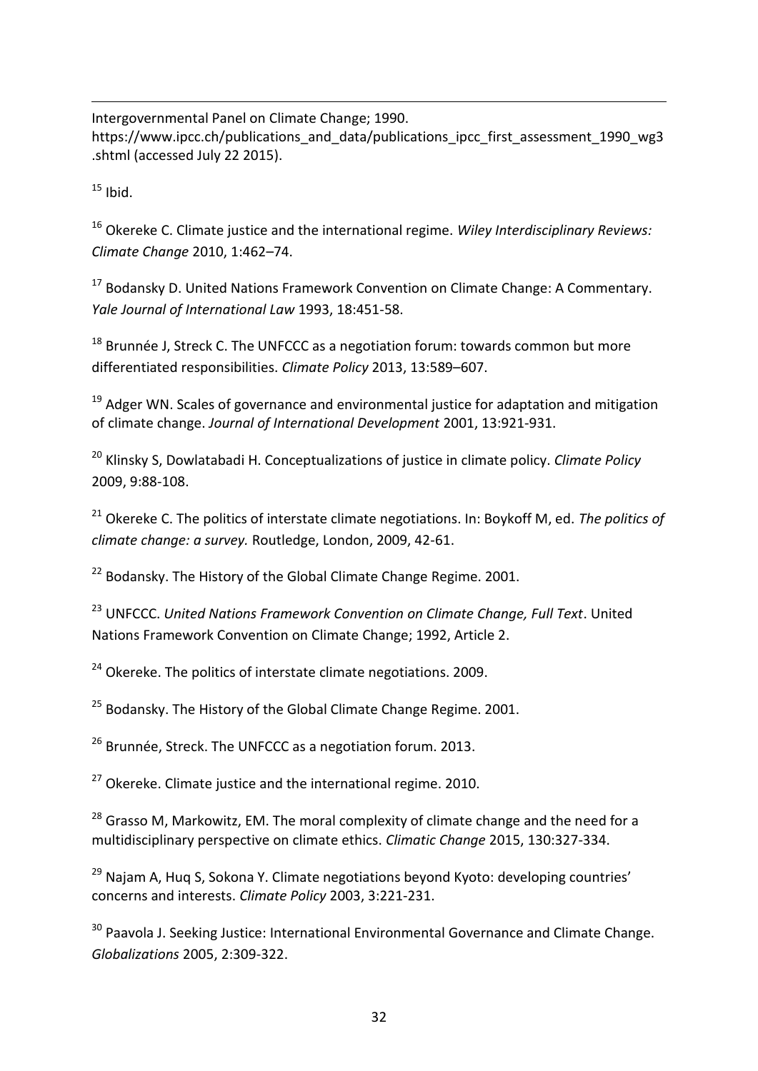Intergovernmental Panel on Climate Change; 1990. https://www.ipcc.ch/publications_and_data/publications_ipcc_first_assessment_1990_wg3.shtml (accessed July 22 2015).

[15] Ibid.

[16] Okereke C. Climate justice and the international regime. *Wiley Interdisciplinary Reviews: Climate Change* 2010, 1:462–74.

[17] Bodansky D. United Nations Framework Convention on Climate Change: A Commentary. *Yale Journal of International Law* 1993, 18:451-58.

[18] Brunnée J, Streck C. The UNFCCC as a negotiation forum: towards common but more differentiated responsibilities. *Climate Policy* 2013, 13:589–607.

[19] Adger WN. Scales of governance and environmental justice for adaptation and mitigation of climate change. *Journal of International Development* 2001, 13:921-931.

[20] Klinsky S, Dowlatabadi H. Conceptualizations of justice in climate policy. *Climate Policy* 2009, 9:88-108.

[21] Okereke C. The politics of interstate climate negotiations. In: Boykoff M, ed. *The politics of climate change: a survey.* Routledge, London, 2009, 42-61.

[22] Bodansky. The History of the Global Climate Change Regime. 2001.

[23] UNFCCC. *United Nations Framework Convention on Climate Change, Full Text*. United Nations Framework Convention on Climate Change; 1992, Article 2.

[24] Okereke. The politics of interstate climate negotiations. 2009.

[25] Bodansky. The History of the Global Climate Change Regime. 2001.

[26] Brunnée, Streck. The UNFCCC as a negotiation forum. 2013.

[27] Okereke. Climate justice and the international regime. 2010.

[28] Grasso M, Markowitz, EM. The moral complexity of climate change and the need for a multidisciplinary perspective on climate ethics. *Climatic Change* 2015, 130:327-334.

[29] Najam A, Huq S, Sokona Y. Climate negotiations beyond Kyoto: developing countries' concerns and interests. *Climate Policy* 2003, 3:221-231.

[30] Paavola J. Seeking Justice: International Environmental Governance and Climate Change. *Globalizations* 2005, 2:309-322.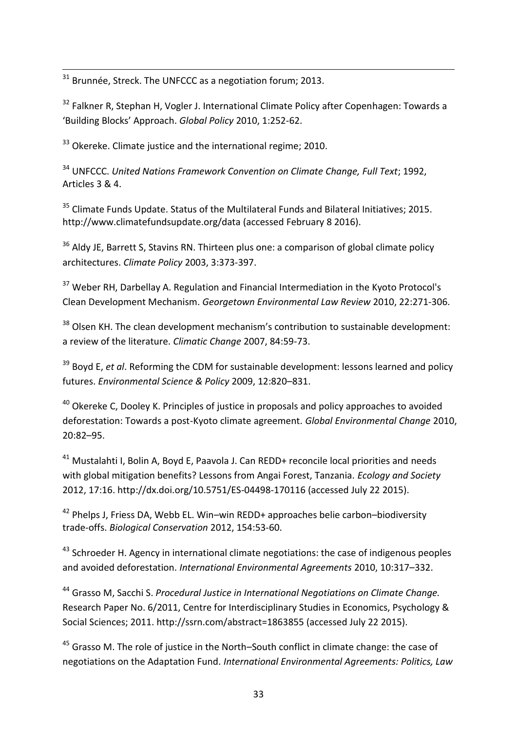[31] Brunnée, Streck. The UNFCCC as a negotiation forum; 2013.

[32] Falkner R, Stephan H, Vogler J. International Climate Policy after Copenhagen: Towards a 'Building Blocks' Approach. *Global Policy* 2010, 1:252-62.

[33] Okereke. Climate justice and the international regime; 2010.

[34] UNFCCC. *United Nations Framework Convention on Climate Change, Full Text*; 1992, Articles 3 & 4.

[35] Climate Funds Update. Status of the Multilateral Funds and Bilateral Initiatives; 2015. http://www.climatefundsupdate.org/data (accessed February 8 2016).

[36] Aldy JE, Barrett S, Stavins RN. Thirteen plus one: a comparison of global climate policy architectures. *Climate Policy* 2003, 3:373-397.

[37] Weber RH, Darbellay A. Regulation and Financial Intermediation in the Kyoto Protocol's Clean Development Mechanism. *Georgetown Environmental Law Review* 2010, 22:271-306.

[38] Olsen KH. The clean development mechanism's contribution to sustainable development: a review of the literature. *Climatic Change* 2007, 84:59-73.

[39] Boyd E, *et al*. Reforming the CDM for sustainable development: lessons learned and policy futures. *Environmental Science & Policy* 2009, 12:820–831.

[40] Okereke C, Dooley K. Principles of justice in proposals and policy approaches to avoided deforestation: Towards a post-Kyoto climate agreement. *Global Environmental Change* 2010, 20:82–95.

[41] Mustalahti I, Bolin A, Boyd E, Paavola J. Can REDD+ reconcile local priorities and needs with global mitigation benefits? Lessons from Angai Forest, Tanzania. *Ecology and Society* 2012, 17:16. http://dx.doi.org/10.5751/ES-04498-170116 (accessed July 22 2015).

[42] Phelps J, Friess DA, Webb EL. Win–win REDD+ approaches belie carbon–biodiversity trade-offs. *Biological Conservation* 2012, 154:53-60.

[43] Schroeder H. Agency in international climate negotiations: the case of indigenous peoples and avoided deforestation. *International Environmental Agreements* 2010, 10:317–332.

[44] Grasso M, Sacchi S. *Procedural Justice in International Negotiations on Climate Change.* Research Paper No. 6/2011, Centre for Interdisciplinary Studies in Economics, Psychology & Social Sciences; 2011. http://ssrn.com/abstract=1863855 (accessed July 22 2015).

[45] Grasso M. The role of justice in the North–South conflict in climate change: the case of negotiations on the Adaptation Fund. *International Environmental Agreements: Politics, Law*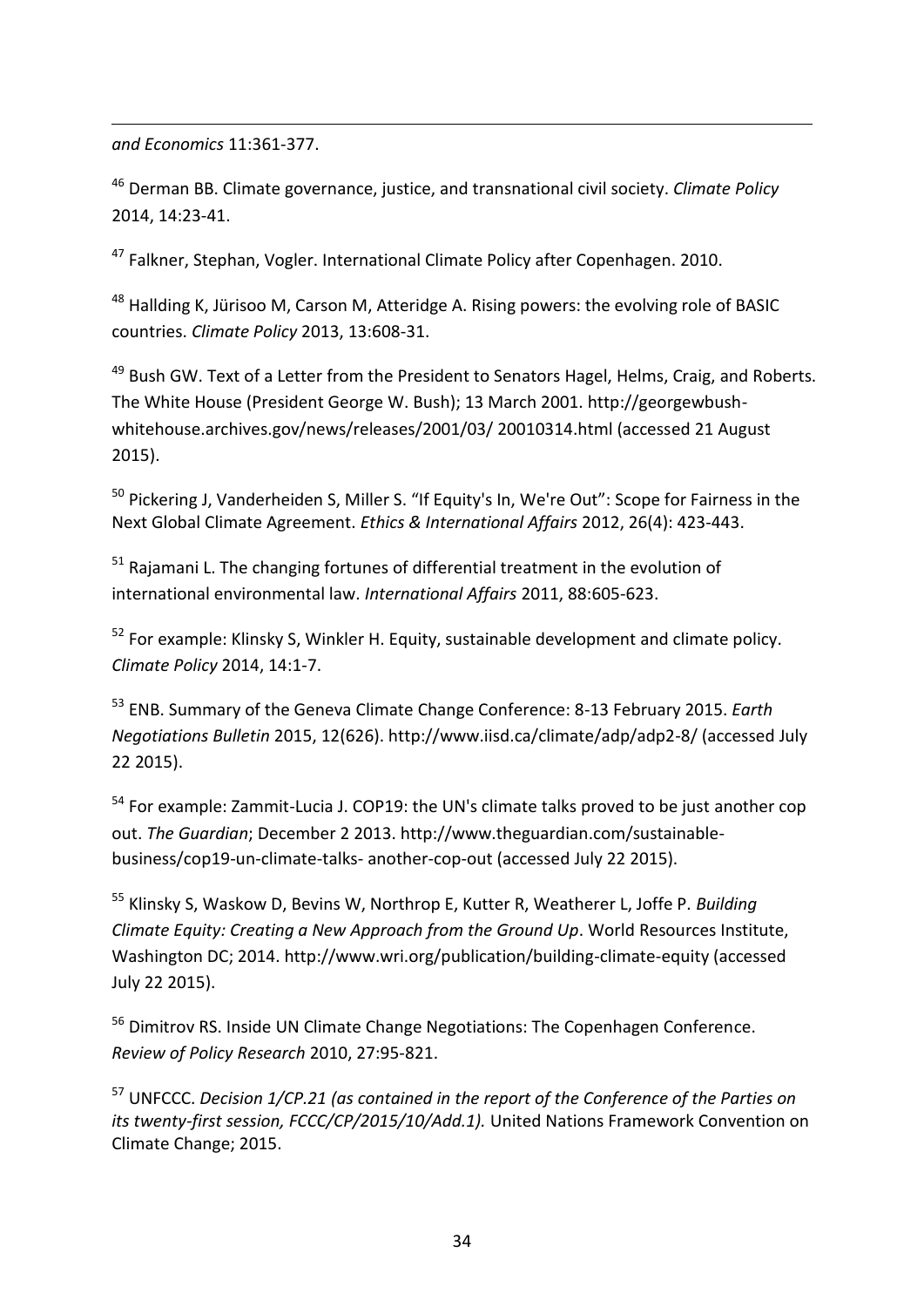*and Economics* 11:361-377.

[46] Derman BB. Climate governance, justice, and transnational civil society. *Climate Policy* 2014, 14:23-41.

[47] Falkner, Stephan, Vogler. International Climate Policy after Copenhagen. 2010.

[48] Hallding K, Jürisoo M, Carson M, Atteridge A. Rising powers: the evolving role of BASIC countries. *Climate Policy* 2013, 13:608-31.

[49] Bush GW. Text of a Letter from the President to Senators Hagel, Helms, Craig, and Roberts. The White House (President George W. Bush); 13 March 2001. http://georgewbush-whitehouse.archives.gov/news/releases/2001/03/ 20010314.html (accessed 21 August 2015).

[50] Pickering J, Vanderheiden S, Miller S. "If Equity's In, We're Out": Scope for Fairness in the Next Global Climate Agreement. *Ethics & International Affairs* 2012, 26(4): 423-443.

[51] Rajamani L. The changing fortunes of differential treatment in the evolution of international environmental law. *International Affairs* 2011, 88:605-623.

[52] For example: Klinsky S, Winkler H. Equity, sustainable development and climate policy. *Climate Policy* 2014, 14:1-7.

[53] ENB. Summary of the Geneva Climate Change Conference: 8-13 February 2015. *Earth Negotiations Bulletin* 2015, 12(626). http://www.iisd.ca/climate/adp/adp2-8/ (accessed July 22 2015).

[54] For example: Zammit-Lucia J. COP19: the UN's climate talks proved to be just another cop out. *The Guardian*; December 2 2013. http://www.theguardian.com/sustainable-business/cop19-un-climate-talks- another-cop-out (accessed July 22 2015).

[55] Klinsky S, Waskow D, Bevins W, Northrop E, Kutter R, Weatherer L, Joffe P. *Building Climate Equity: Creating a New Approach from the Ground Up*. World Resources Institute, Washington DC; 2014. http://www.wri.org/publication/building-climate-equity (accessed July 22 2015).

[56] Dimitrov RS. Inside UN Climate Change Negotiations: The Copenhagen Conference. *Review of Policy Research* 2010, 27:95-821.

[57] UNFCCC. *Decision 1/CP.21 (as contained in the report of the Conference of the Parties on its twenty-first session, FCCC/CP/2015/10/Add.1).* United Nations Framework Convention on Climate Change; 2015.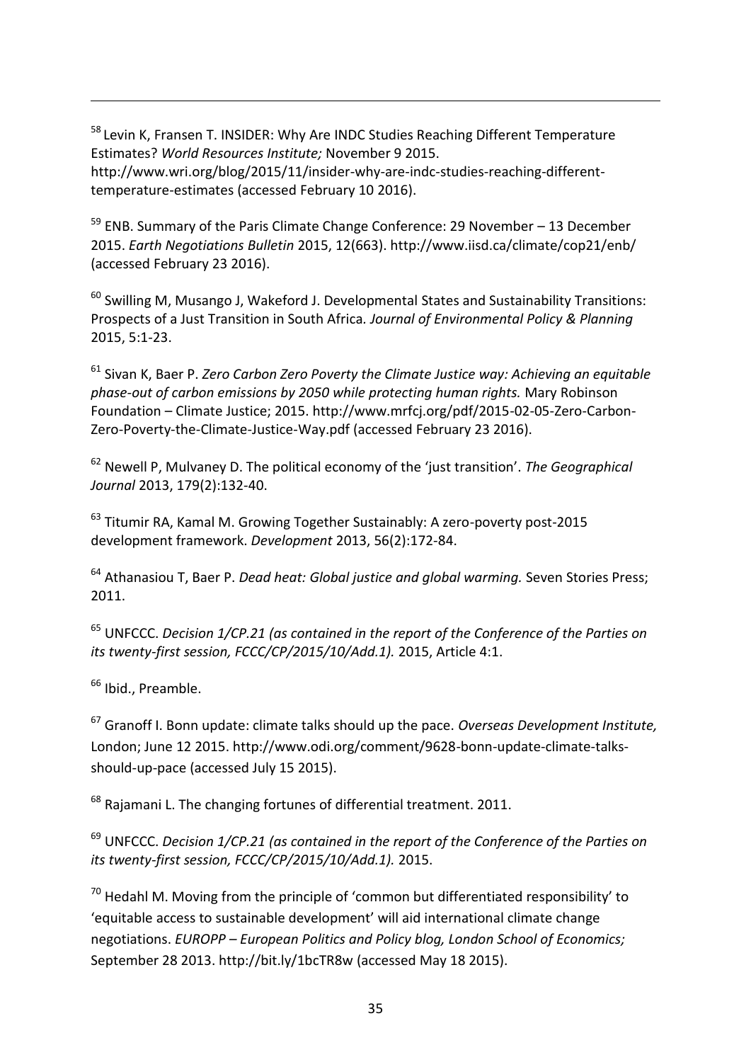[58] Levin K, Fransen T. INSIDER: Why Are INDC Studies Reaching Different Temperature Estimates? *World Resources Institute;* November 9 2015. http://www.wri.org/blog/2015/11/insider-why-are-indc-studies-reaching-different-temperature-estimates (accessed February 10 2016).

[59] ENB. Summary of the Paris Climate Change Conference: 29 November – 13 December 2015. *Earth Negotiations Bulletin* 2015, 12(663). http://www.iisd.ca/climate/cop21/enb/ (accessed February 23 2016).

[60] Swilling M, Musango J, Wakeford J. Developmental States and Sustainability Transitions: Prospects of a Just Transition in South Africa. *Journal of Environmental Policy & Planning* 2015, 5:1-23.

[61] Sivan K, Baer P. *Zero Carbon Zero Poverty the Climate Justice way: Achieving an equitable phase-out of carbon emissions by 2050 while protecting human rights.* Mary Robinson Foundation – Climate Justice; 2015. http://www.mrfcj.org/pdf/2015-02-05-Zero-Carbon-Zero-Poverty-the-Climate-Justice-Way.pdf (accessed February 23 2016).

[62] Newell P, Mulvaney D. The political economy of the 'just transition'. *The Geographical Journal* 2013, 179(2):132-40.

[63] Titumir RA, Kamal M. Growing Together Sustainably: A zero-poverty post-2015 development framework. *Development* 2013, 56(2):172-84.

[64] Athanasiou T, Baer P. *Dead heat: Global justice and global warming.* Seven Stories Press; 2011.

[65] UNFCCC. *Decision 1/CP.21 (as contained in the report of the Conference of the Parties on its twenty-first session, FCCC/CP/2015/10/Add.1).* 2015, Article 4:1.

[66] Ibid., Preamble.

[67] Granoff I. Bonn update: climate talks should up the pace. *Overseas Development Institute,* London; June 12 2015. http://www.odi.org/comment/9628-bonn-update-climate-talks-should-up-pace (accessed July 15 2015).

[68] Rajamani L. The changing fortunes of differential treatment. 2011.

[69] UNFCCC. *Decision 1/CP.21 (as contained in the report of the Conference of the Parties on its twenty-first session, FCCC/CP/2015/10/Add.1).* 2015.

[70] Hedahl M. Moving from the principle of 'common but differentiated responsibility' to 'equitable access to sustainable development' will aid international climate change negotiations. *EUROPP – European Politics and Policy blog, London School of Economics;* September 28 2013. http://bit.ly/1bcTR8w (accessed May 18 2015).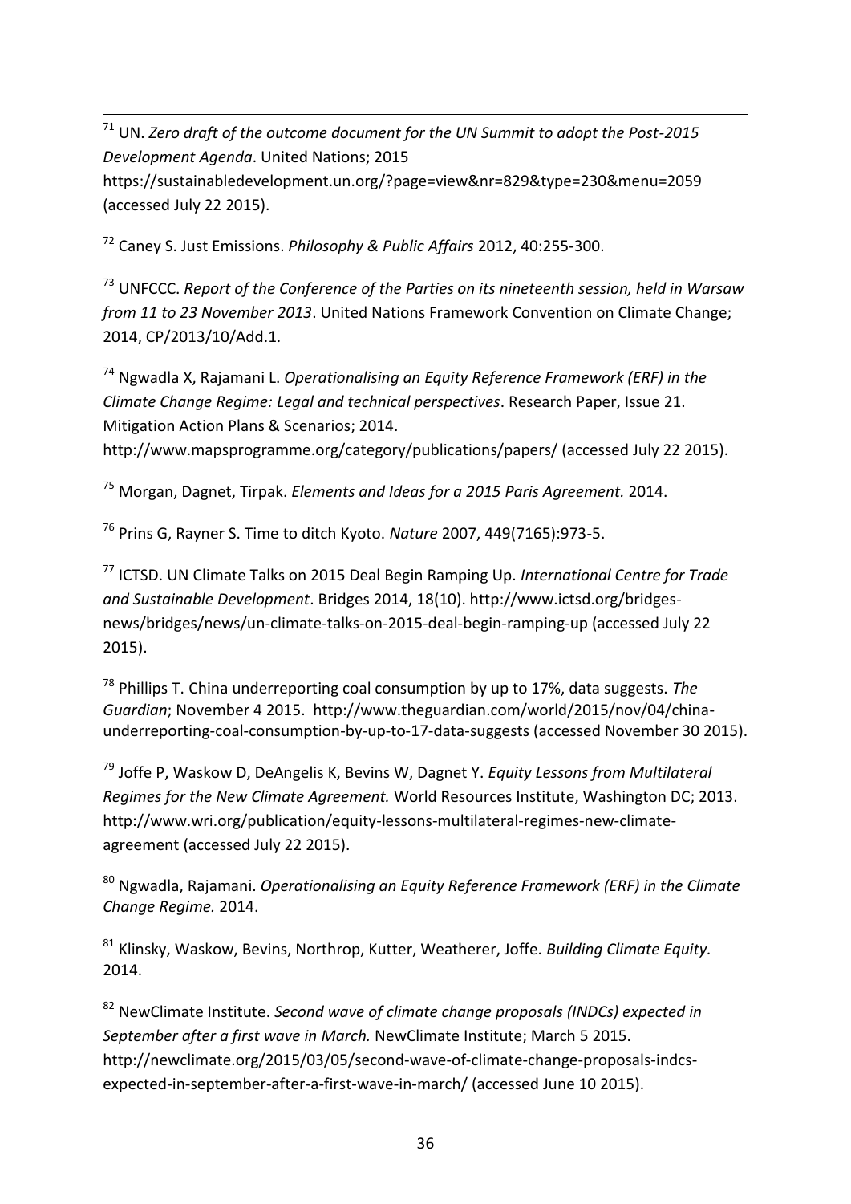[71] UN. *Zero draft of the outcome document for the UN Summit to adopt the Post-2015 Development Agenda*. United Nations; 2015 https://sustainabledevelopment.un.org/?page=view&nr=829&type=230&menu=2059 (accessed July 22 2015).

[72] Caney S. Just Emissions. *Philosophy & Public Affairs* 2012, 40:255-300.

[73] UNFCCC. *Report of the Conference of the Parties on its nineteenth session, held in Warsaw from 11 to 23 November 2013*. United Nations Framework Convention on Climate Change; 2014, CP/2013/10/Add.1.

[74] Ngwadla X, Rajamani L. *Operationalising an Equity Reference Framework (ERF) in the Climate Change Regime: Legal and technical perspectives*. Research Paper, Issue 21. Mitigation Action Plans & Scenarios; 2014. http://www.mapsprogramme.org/category/publications/papers/ (accessed July 22 2015).

[75] Morgan, Dagnet, Tirpak. *Elements and Ideas for a 2015 Paris Agreement.* 2014.

[76] Prins G, Rayner S. Time to ditch Kyoto. *Nature* 2007, 449(7165):973-5.

[77] ICTSD. UN Climate Talks on 2015 Deal Begin Ramping Up. *International Centre for Trade and Sustainable Development*. Bridges 2014, 18(10). http://www.ictsd.org/bridges-news/bridges/news/un-climate-talks-on-2015-deal-begin-ramping-up (accessed July 22 2015).

[78] Phillips T. China underreporting coal consumption by up to 17%, data suggests. *The Guardian*; November 4 2015. http://www.theguardian.com/world/2015/nov/04/china-underreporting-coal-consumption-by-up-to-17-data-suggests (accessed November 30 2015).

[79] Joffe P, Waskow D, DeAngelis K, Bevins W, Dagnet Y. *Equity Lessons from Multilateral Regimes for the New Climate Agreement.* World Resources Institute, Washington DC; 2013. http://www.wri.org/publication/equity-lessons-multilateral-regimes-new-climate-agreement (accessed July 22 2015).

[80] Ngwadla, Rajamani. *Operationalising an Equity Reference Framework (ERF) in the Climate Change Regime.* 2014.

[81] Klinsky, Waskow, Bevins, Northrop, Kutter, Weatherer, Joffe. *Building Climate Equity.* 2014.

[82] NewClimate Institute. *Second wave of climate change proposals (INDCs) expected in September after a first wave in March.* NewClimate Institute; March 5 2015. http://newclimate.org/2015/03/05/second-wave-of-climate-change-proposals-indcs-expected-in-september-after-a-first-wave-in-march/ (accessed June 10 2015).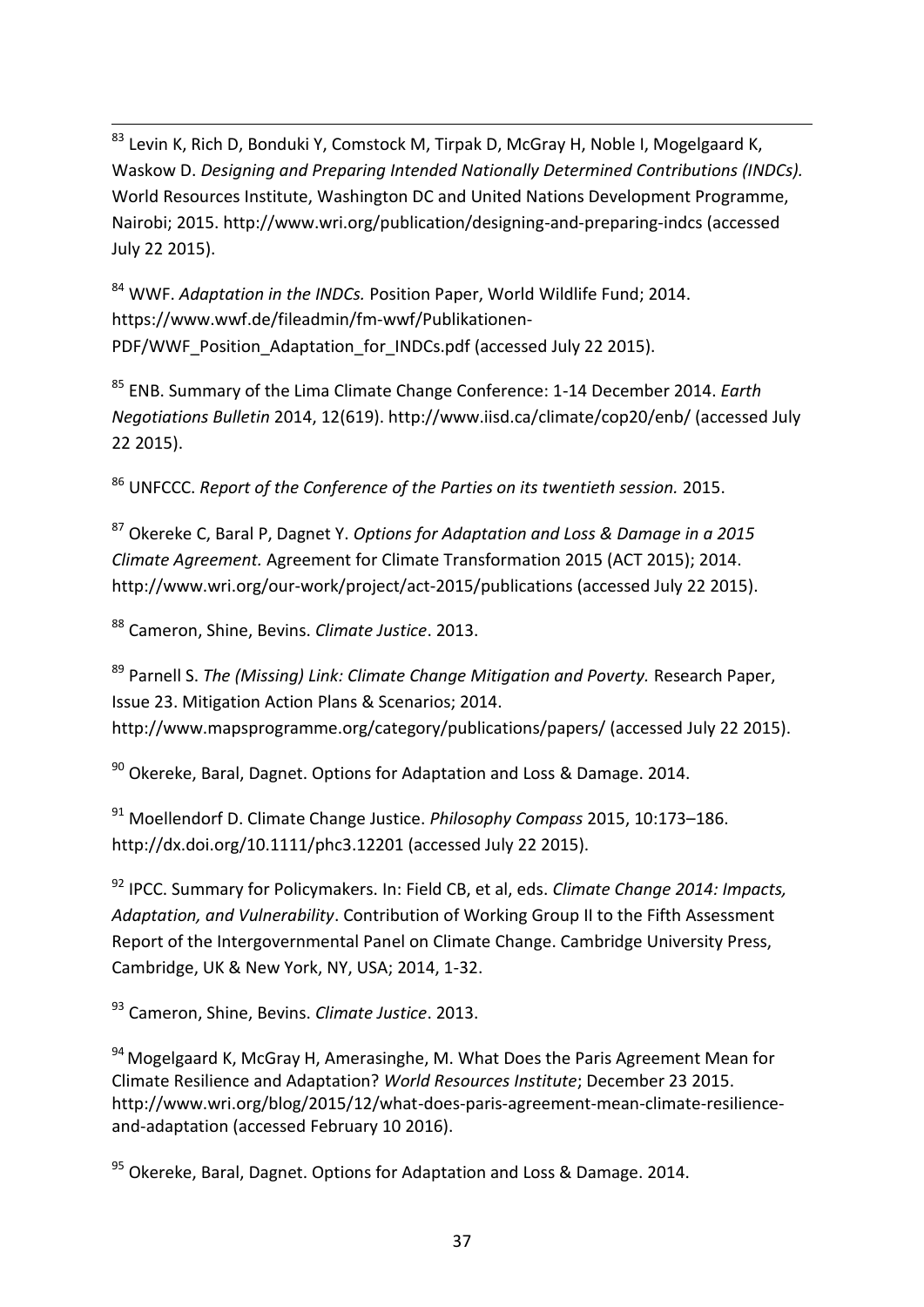[83] Levin K, Rich D, Bonduki Y, Comstock M, Tirpak D, McGray H, Noble I, Mogelgaard K, Waskow D. *Designing and Preparing Intended Nationally Determined Contributions (INDCs).* World Resources Institute, Washington DC and United Nations Development Programme, Nairobi; 2015. http://www.wri.org/publication/designing-and-preparing-indcs (accessed July 22 2015).

[84] WWF. *Adaptation in the INDCs.* Position Paper, World Wildlife Fund; 2014. https://www.wwf.de/fileadmin/fm-wwf/Publikationen-PDF/WWF_Position_Adaptation_for_INDCs.pdf (accessed July 22 2015).

[85] ENB. Summary of the Lima Climate Change Conference: 1-14 December 2014. *Earth Negotiations Bulletin* 2014, 12(619). http://www.iisd.ca/climate/cop20/enb/ (accessed July 22 2015).

[86] UNFCCC. *Report of the Conference of the Parties on its twentieth session.* 2015.

[87] Okereke C, Baral P, Dagnet Y. *Options for Adaptation and Loss & Damage in a 2015 Climate Agreement.* Agreement for Climate Transformation 2015 (ACT 2015); 2014. http://www.wri.org/our-work/project/act-2015/publications (accessed July 22 2015).

[88] Cameron, Shine, Bevins. *Climate Justice*. 2013.

[89] Parnell S. *The (Missing) Link: Climate Change Mitigation and Poverty.* Research Paper, Issue 23. Mitigation Action Plans & Scenarios; 2014. http://www.mapsprogramme.org/category/publications/papers/ (accessed July 22 2015).

[90] Okereke, Baral, Dagnet. Options for Adaptation and Loss & Damage. 2014.

[91] Moellendorf D. Climate Change Justice. *Philosophy Compass* 2015, 10:173–186. http://dx.doi.org/10.1111/phc3.12201 (accessed July 22 2015).

[92] IPCC. Summary for Policymakers. In: Field CB, et al, eds. *Climate Change 2014: Impacts, Adaptation, and Vulnerability*. Contribution of Working Group II to the Fifth Assessment Report of the Intergovernmental Panel on Climate Change. Cambridge University Press, Cambridge, UK & New York, NY, USA; 2014, 1-32.

[93] Cameron, Shine, Bevins. *Climate Justice*. 2013.

[94] Mogelgaard K, McGray H, Amerasinghe, M. What Does the Paris Agreement Mean for Climate Resilience and Adaptation? *World Resources Institute*; December 23 2015. http://www.wri.org/blog/2015/12/what-does-paris-agreement-mean-climate-resilience-and-adaptation (accessed February 10 2016).

[95] Okereke, Baral, Dagnet. Options for Adaptation and Loss & Damage. 2014.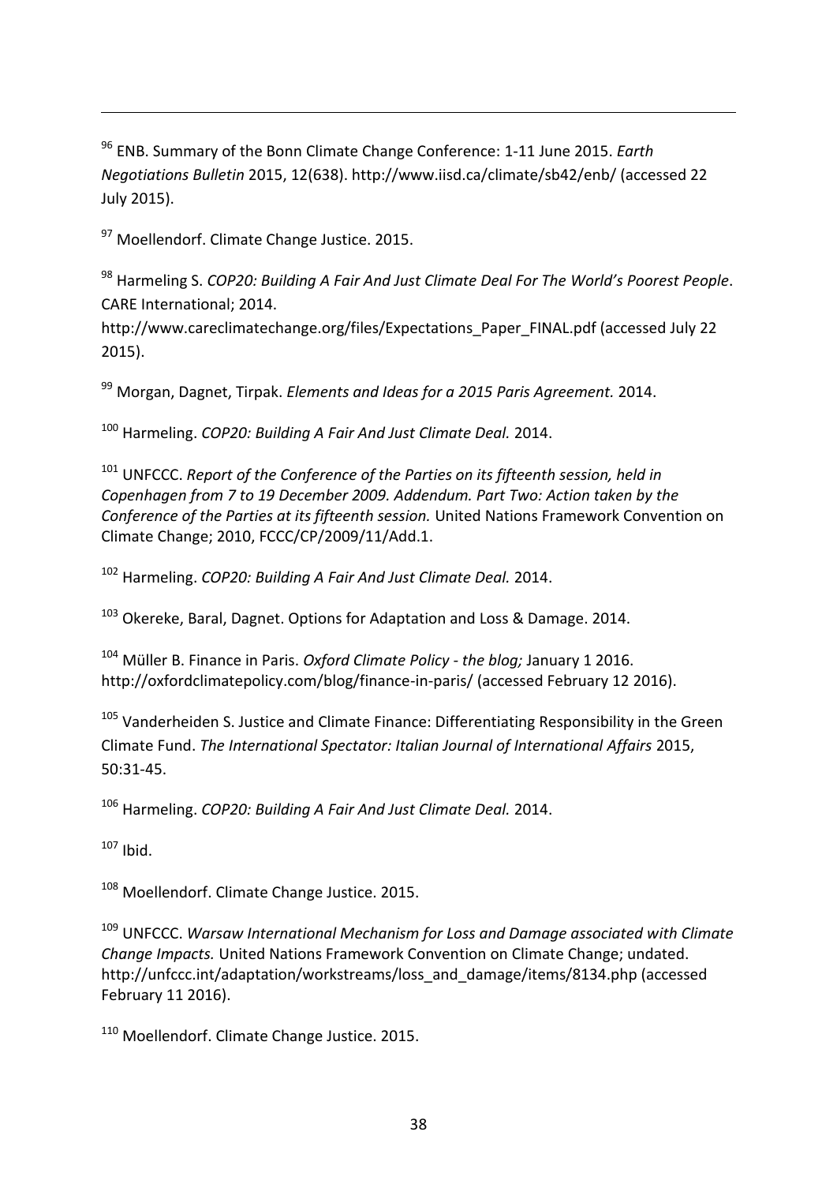[96] ENB. Summary of the Bonn Climate Change Conference: 1-11 June 2015. *Earth Negotiations Bulletin* 2015, 12(638). http://www.iisd.ca/climate/sb42/enb/ (accessed 22 July 2015).

[97] Moellendorf. Climate Change Justice. 2015.

[98] Harmeling S. *COP20: Building A Fair And Just Climate Deal For The World's Poorest People*. CARE International; 2014. http://www.careclimatechange.org/files/Expectations_Paper_FINAL.pdf (accessed July 22 2015).

[99] Morgan, Dagnet, Tirpak. *Elements and Ideas for a 2015 Paris Agreement.* 2014.

[100] Harmeling. *COP20: Building A Fair And Just Climate Deal.* 2014.

[101] UNFCCC. *Report of the Conference of the Parties on its fifteenth session, held in Copenhagen from 7 to 19 December 2009. Addendum. Part Two: Action taken by the Conference of the Parties at its fifteenth session.* United Nations Framework Convention on Climate Change; 2010, FCCC/CP/2009/11/Add.1.

[102] Harmeling. *COP20: Building A Fair And Just Climate Deal.* 2014.

[103] Okereke, Baral, Dagnet. Options for Adaptation and Loss & Damage. 2014.

[104] Müller B. Finance in Paris. *Oxford Climate Policy - the blog;* January 1 2016. http://oxfordclimatepolicy.com/blog/finance-in-paris/ (accessed February 12 2016).

[105] Vanderheiden S. Justice and Climate Finance: Differentiating Responsibility in the Green Climate Fund. *The International Spectator: Italian Journal of International Affairs* 2015, 50:31-45.

[106] Harmeling. *COP20: Building A Fair And Just Climate Deal.* 2014.

[107] Ibid.

[108] Moellendorf. Climate Change Justice. 2015.

[109] UNFCCC. *Warsaw International Mechanism for Loss and Damage associated with Climate Change Impacts.* United Nations Framework Convention on Climate Change; undated. http://unfccc.int/adaptation/workstreams/loss_and_damage/items/8134.php (accessed February 11 2016).

[110] Moellendorf. Climate Change Justice. 2015.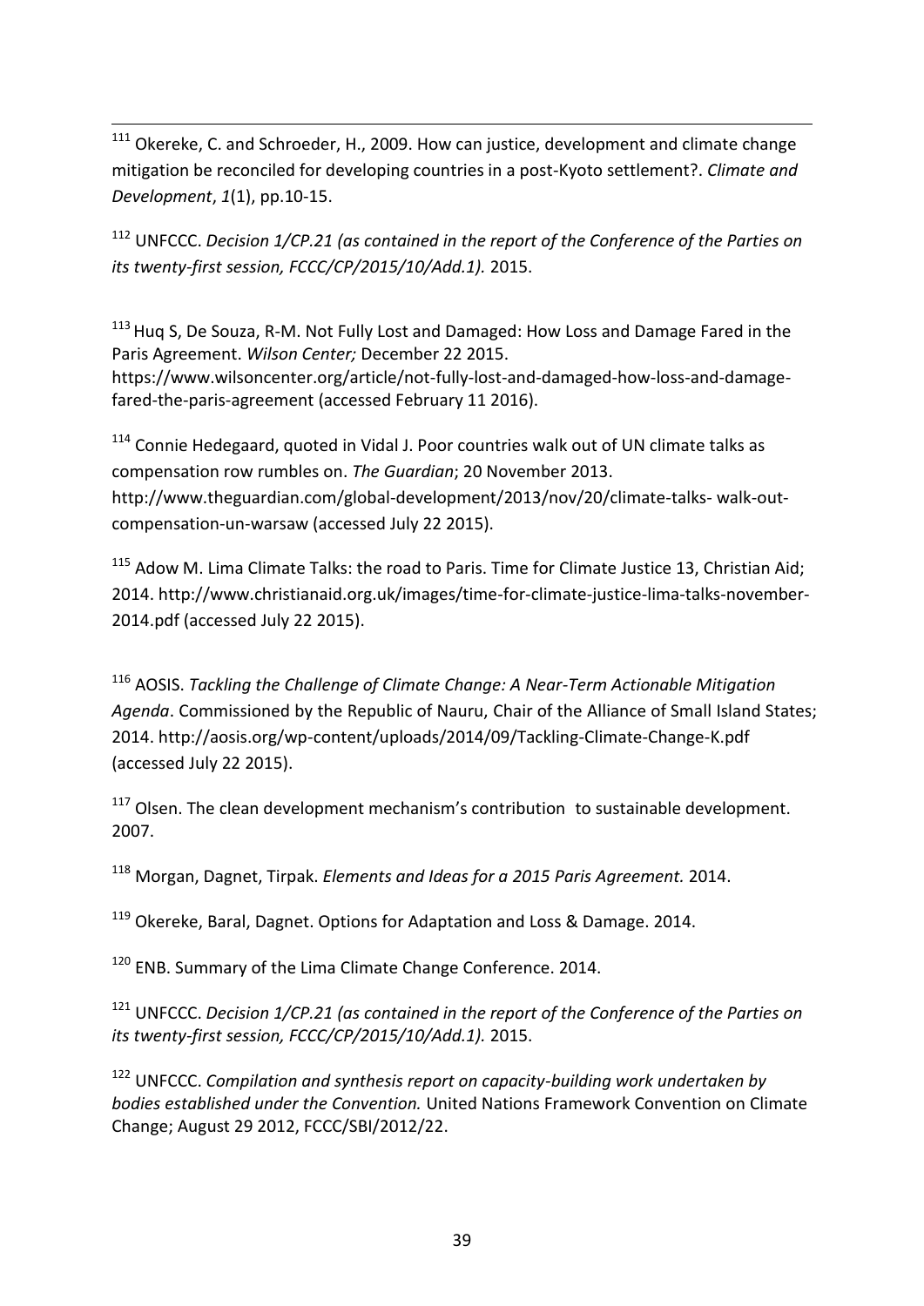[111] Okereke, C. and Schroeder, H., 2009. How can justice, development and climate change mitigation be reconciled for developing countries in a post-Kyoto settlement?. *Climate and Development*, *1*(1), pp.10-15.

[112] UNFCCC. *Decision 1/CP.21 (as contained in the report of the Conference of the Parties on its twenty-first session, FCCC/CP/2015/10/Add.1).* 2015.

[113] Huq S, De Souza, R-M. Not Fully Lost and Damaged: How Loss and Damage Fared in the Paris Agreement. *Wilson Center;* December 22 2015. https://www.wilsoncenter.org/article/not-fully-lost-and-damaged-how-loss-and-damage-fared-the-paris-agreement (accessed February 11 2016).

[114] Connie Hedegaard, quoted in Vidal J. Poor countries walk out of UN climate talks as compensation row rumbles on. *The Guardian*; 20 November 2013. http://www.theguardian.com/global-development/2013/nov/20/climate-talks- walk-out-compensation-un-warsaw (accessed July 22 2015).

[115] Adow M. Lima Climate Talks: the road to Paris. Time for Climate Justice 13, Christian Aid; 2014. http://www.christianaid.org.uk/images/time-for-climate-justice-lima-talks-november-2014.pdf (accessed July 22 2015).

[116] AOSIS. *Tackling the Challenge of Climate Change: A Near-Term Actionable Mitigation Agenda*. Commissioned by the Republic of Nauru, Chair of the Alliance of Small Island States; 2014. http://aosis.org/wp-content/uploads/2014/09/Tackling-Climate-Change-K.pdf (accessed July 22 2015).

[117] Olsen. The clean development mechanism's contribution to sustainable development. 2007.

[118] Morgan, Dagnet, Tirpak. *Elements and Ideas for a 2015 Paris Agreement.* 2014.

[119] Okereke, Baral, Dagnet. Options for Adaptation and Loss & Damage. 2014.

[120] ENB. Summary of the Lima Climate Change Conference. 2014.

[121] UNFCCC. *Decision 1/CP.21 (as contained in the report of the Conference of the Parties on its twenty-first session, FCCC/CP/2015/10/Add.1).* 2015.

[122] UNFCCC. *Compilation and synthesis report on capacity-building work undertaken by bodies established under the Convention.* United Nations Framework Convention on Climate Change; August 29 2012, FCCC/SBI/2012/22.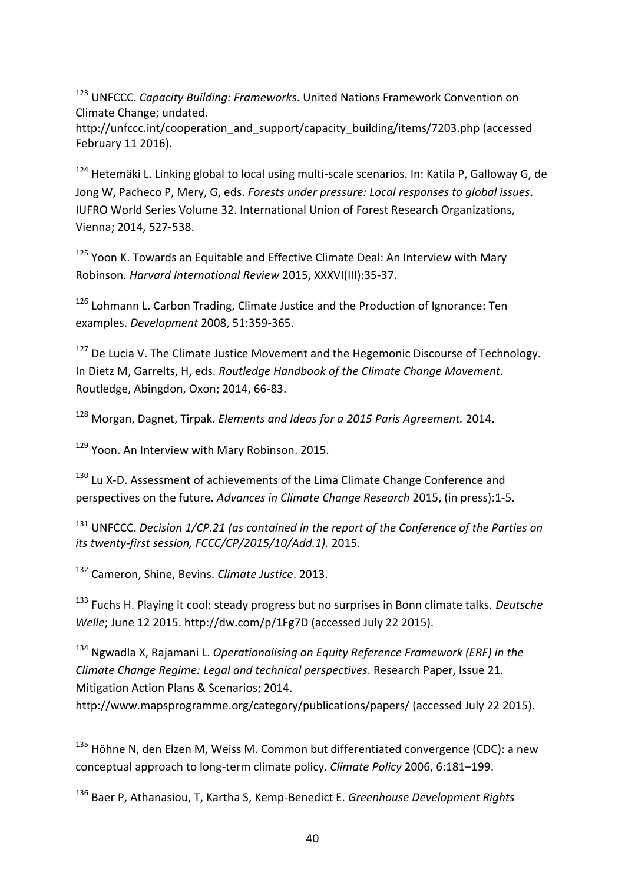[123] UNFCCC. *Capacity Building: Frameworks*. United Nations Framework Convention on Climate Change; undated. http://unfccc.int/cooperation_and_support/capacity_building/items/7203.php (accessed February 11 2016).

[124] Hetemäki L. Linking global to local using multi-scale scenarios. In: Katila P, Galloway G, de Jong W, Pacheco P, Mery, G, eds. *Forests under pressure: Local responses to global issues*. IUFRO World Series Volume 32. International Union of Forest Research Organizations, Vienna; 2014, 527-538.

[125] Yoon K. Towards an Equitable and Effective Climate Deal: An Interview with Mary Robinson. *Harvard International Review* 2015, XXXVI(III):35-37.

[126] Lohmann L. Carbon Trading, Climate Justice and the Production of Ignorance: Ten examples. *Development* 2008, 51:359-365.

[127] De Lucia V. The Climate Justice Movement and the Hegemonic Discourse of Technology. In Dietz M, Garrelts, H, eds. *Routledge Handbook of the Climate Change Movement*. Routledge, Abingdon, Oxon; 2014, 66-83.

[128] Morgan, Dagnet, Tirpak. *Elements and Ideas for a 2015 Paris Agreement.* 2014.

[129] Yoon. An Interview with Mary Robinson. 2015.

[130] Lu X-D. Assessment of achievements of the Lima Climate Change Conference and perspectives on the future. *Advances in Climate Change Research* 2015, (in press):1-5.

[131] UNFCCC. *Decision 1/CP.21 (as contained in the report of the Conference of the Parties on its twenty-first session, FCCC/CP/2015/10/Add.1).* 2015.

[132] Cameron, Shine, Bevins. *Climate Justice*. 2013.

[133] Fuchs H. Playing it cool: steady progress but no surprises in Bonn climate talks. *Deutsche Welle*; June 12 2015. http://dw.com/p/1Fg7D (accessed July 22 2015).

[134] Ngwadla X, Rajamani L. *Operationalising an Equity Reference Framework (ERF) in the Climate Change Regime: Legal and technical perspectives*. Research Paper, Issue 21. Mitigation Action Plans & Scenarios; 2014. http://www.mapsprogramme.org/category/publications/papers/ (accessed July 22 2015).

[135] Höhne N, den Elzen M, Weiss M. Common but differentiated convergence (CDC): a new conceptual approach to long-term climate policy. *Climate Policy* 2006, 6:181–199.

[136] Baer P, Athanasiou, T, Kartha S, Kemp-Benedict E. *Greenhouse Development Rights*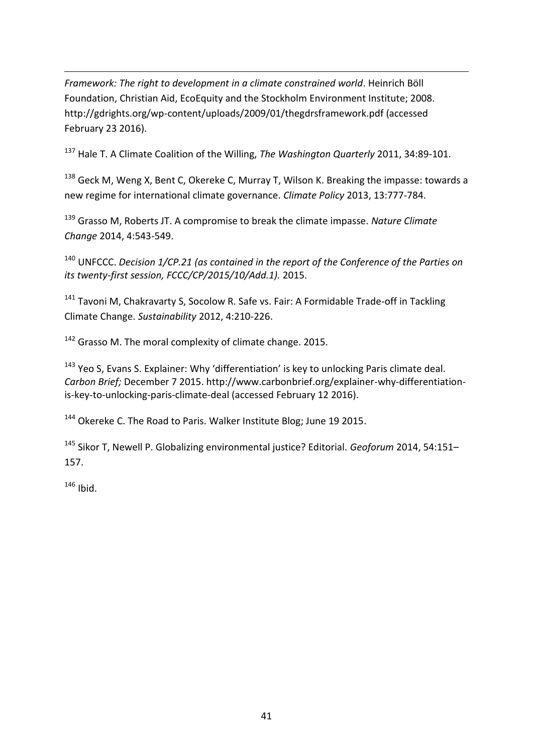*Framework: The right to development in a climate constrained world*. Heinrich Böll Foundation, Christian Aid, EcoEquity and the Stockholm Environment Institute; 2008. http://gdrights.org/wp-content/uploads/2009/01/thegdrsframework.pdf (accessed February 23 2016).

[137] Hale T. A Climate Coalition of the Willing, *The Washington Quarterly* 2011, 34:89-101.

[138] Geck M, Weng X, Bent C, Okereke C, Murray T, Wilson K. Breaking the impasse: towards a new regime for international climate governance. *Climate Policy* 2013, 13:777-784.

[139] Grasso M, Roberts JT. A compromise to break the climate impasse. *Nature Climate Change* 2014, 4:543-549.

[140] UNFCCC. *Decision 1/CP.21 (as contained in the report of the Conference of the Parties on its twenty-first session, FCCC/CP/2015/10/Add.1).* 2015.

[141] Tavoni M, Chakravarty S, Socolow R. Safe vs. Fair: A Formidable Trade-off in Tackling Climate Change. *Sustainability* 2012, 4:210-226.

[142] Grasso M. The moral complexity of climate change. 2015.

[143] Yeo S, Evans S. Explainer: Why 'differentiation' is key to unlocking Paris climate deal. *Carbon Brief;* December 7 2015. http://www.carbonbrief.org/explainer-why-differentiation-is-key-to-unlocking-paris-climate-deal (accessed February 12 2016).

[144] Okereke C. The Road to Paris. Walker Institute Blog; June 19 2015.

[145] Sikor T, Newell P. Globalizing environmental justice? Editorial. *Geoforum* 2014, 54:151–157.

[146] Ibid.